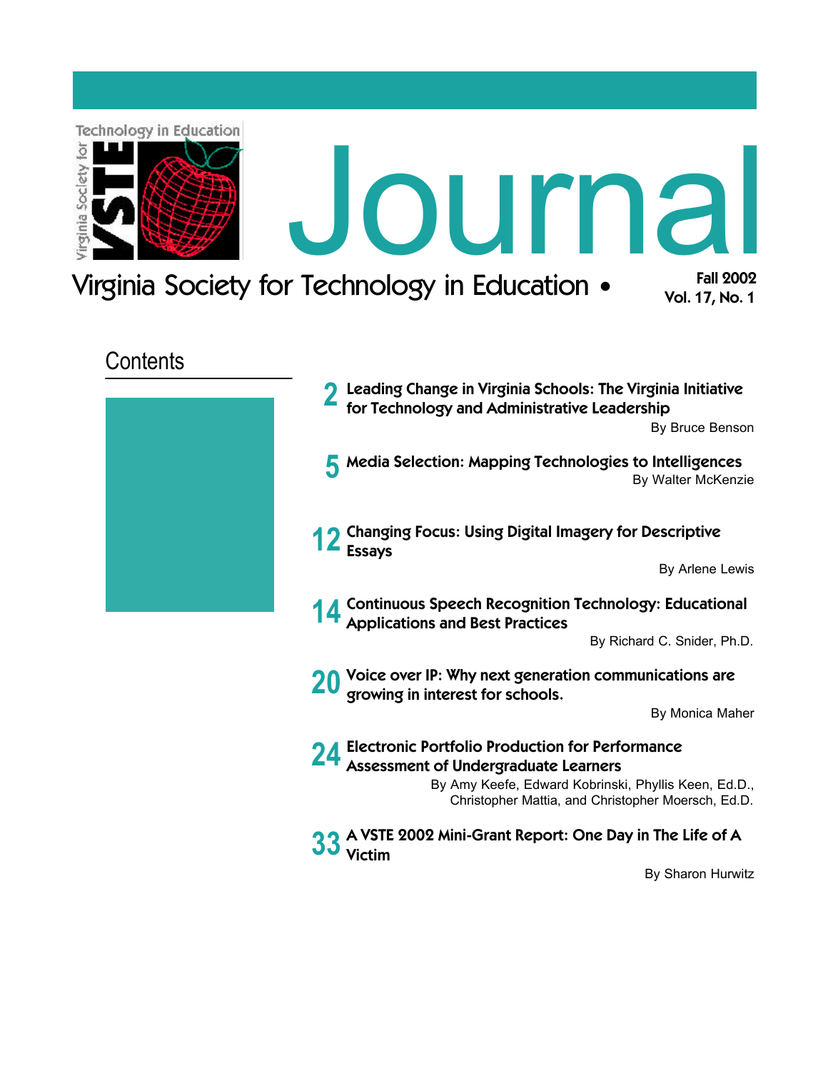# Journal

Virginia Society for Technology in Education •

**Fall 2002**
**Vol. 17, No. 1**

## Contents

**2** **Leading Change in Virginia Schools: The Virginia Initiative for Technology and Administrative Leadership**
By Bruce Benson

**5** **Media Selection: Mapping Technologies to Intelligences**
By Walter McKenzie

**12** **Changing Focus: Using Digital Imagery for Descriptive Essays**
By Arlene Lewis

**14** **Continuous Speech Recognition Technology: Educational Applications and Best Practices**
By Richard C. Snider, Ph.D.

**20** **Voice over IP: Why next generation communications are growing in interest for schools.**
By Monica Maher

**24** **Electronic Portfolio Production for Performance Assessment of Undergraduate Learners**
By Amy Keefe, Edward Kobrinski, Phyllis Keen, Ed.D., Christopher Mattia, and Christopher Moersch, Ed.D.

**33** **A VSTE 2002 Mini-Grant Report: One Day in The Life of A Victim**
By Sharon Hurwitz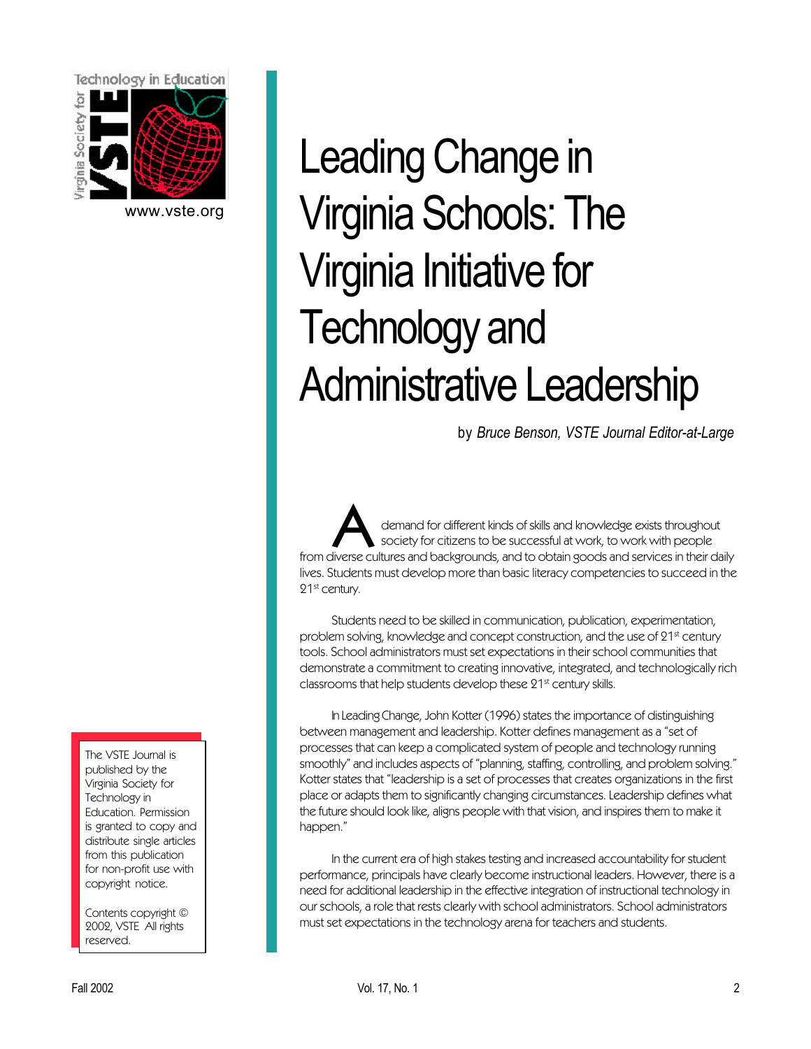# Leading Change in Virginia Schools: The Virginia Initiative for Technology and Administrative Leadership

by *Bruce Benson, VSTE Journal Editor-at-Large*

A demand for different kinds of skills and knowledge exists throughout society for citizens to be successful at work, to work with people from diverse cultures and backgrounds, and to obtain goods and services in their daily lives. Students must develop more than basic literacy competencies to succeed in the 21st century.

Students need to be skilled in communication, publication, experimentation, problem solving, knowledge and concept construction, and the use of 21st century tools. School administrators must set expectations in their school communities that demonstrate a commitment to creating innovative, integrated, and technologically rich classrooms that help students develop these 21st century skills.

In Leading Change, John Kotter (1996) states the importance of distinguishing between management and leadership. Kotter defines management as a "set of processes that can keep a complicated system of people and technology running smoothly" and includes aspects of "planning, staffing, controlling, and problem solving." Kotter states that "leadership is a set of processes that creates organizations in the first place or adapts them to significantly changing circumstances. Leadership defines what the future should look like, aligns people with that vision, and inspires them to make it happen."

In the current era of high stakes testing and increased accountability for student performance, principals have clearly become instructional leaders. However, there is a need for additional leadership in the effective integration of instructional technology in our schools, a role that rests clearly with school administrators. School administrators must set expectations in the technology arena for teachers and students.

The VSTE Journal is published by the Virginia Society for Technology in Education. Permission is granted to copy and distribute single articles from this publication for non-profit use with copyright notice.

Contents copyright © 2002, VSTE All rights reserved.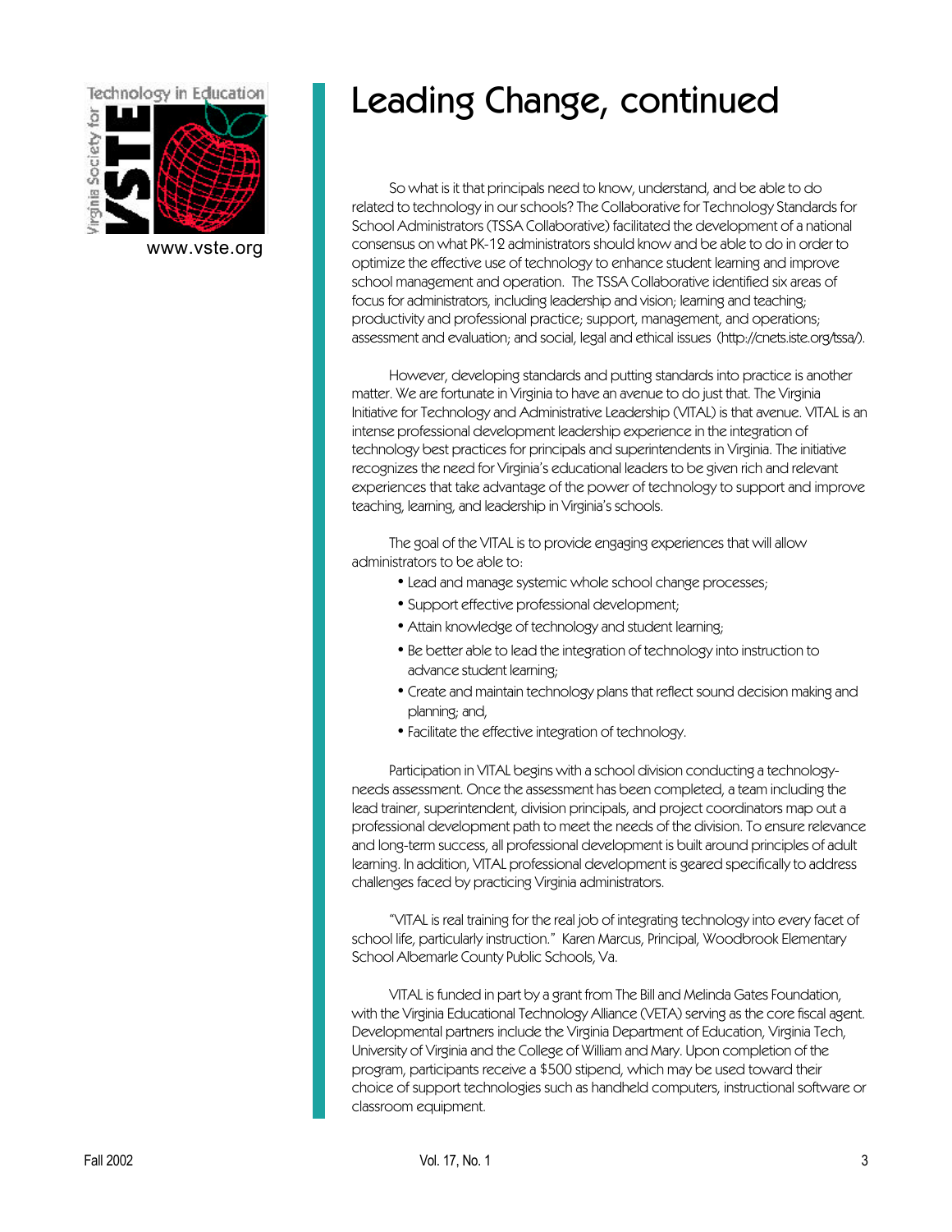# Leading Change, continued

So what is it that principals need to know, understand, and be able to do related to technology in our schools? The Collaborative for Technology Standards for School Administrators (TSSA Collaborative) facilitated the development of a national consensus on what PK-12 administrators should know and be able to do in order to optimize the effective use of technology to enhance student learning and improve school management and operation. The TSSA Collaborative identified six areas of focus for administrators, including leadership and vision; learning and teaching; productivity and professional practice; support, management, and operations; assessment and evaluation; and social, legal and ethical issues (http://cnets.iste.org/tssa/).

However, developing standards and putting standards into practice is another matter. We are fortunate in Virginia to have an avenue to do just that. The Virginia Initiative for Technology and Administrative Leadership (VITAL) is that avenue. VITAL is an intense professional development leadership experience in the integration of technology best practices for principals and superintendents in Virginia. The initiative recognizes the need for Virginia's educational leaders to be given rich and relevant experiences that take advantage of the power of technology to support and improve teaching, learning, and leadership in Virginia's schools.

The goal of the VITAL is to provide engaging experiences that will allow administrators to be able to:

- Lead and manage systemic whole school change processes;
- Support effective professional development;
- Attain knowledge of technology and student learning;
- Be better able to lead the integration of technology into instruction to advance student learning;
- Create and maintain technology plans that reflect sound decision making and planning; and,
- Facilitate the effective integration of technology.

Participation in VITAL begins with a school division conducting a technology-needs assessment. Once the assessment has been completed, a team including the lead trainer, superintendent, division principals, and project coordinators map out a professional development path to meet the needs of the division. To ensure relevance and long-term success, all professional development is built around principles of adult learning. In addition, VITAL professional development is geared specifically to address challenges faced by practicing Virginia administrators.

"VITAL is real training for the real job of integrating technology into every facet of school life, particularly instruction." Karen Marcus, Principal, Woodbrook Elementary School Albemarle County Public Schools, Va.

VITAL is funded in part by a grant from The Bill and Melinda Gates Foundation, with the Virginia Educational Technology Alliance (VETA) serving as the core fiscal agent. Developmental partners include the Virginia Department of Education, Virginia Tech, University of Virginia and the College of William and Mary. Upon completion of the program, participants receive a $500 stipend, which may be used toward their choice of support technologies such as handheld computers, instructional software or classroom equipment.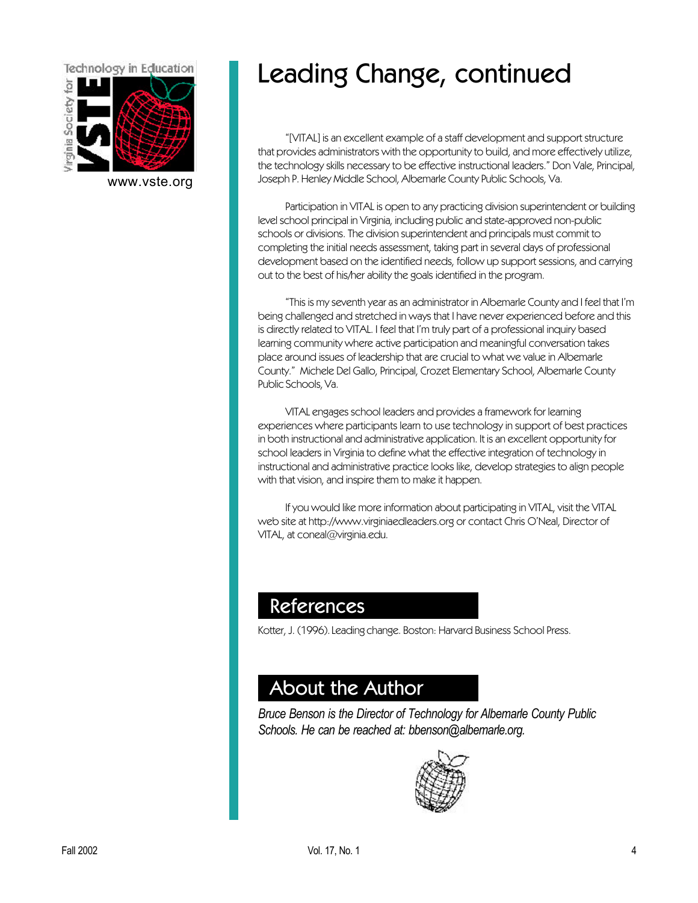# Leading Change, continued

"[VITAL] is an excellent example of a staff development and support structure that provides administrators with the opportunity to build, and more effectively utilize, the technology skills necessary to be effective instructional leaders." Don Vale, Principal, Joseph P. Henley Middle School, Albemarle County Public Schools, Va.

Participation in VITAL is open to any practicing division superintendent or building level school principal in Virginia, including public and state-approved non-public schools or divisions. The division superintendent and principals must commit to completing the initial needs assessment, taking part in several days of professional development based on the identified needs, follow up support sessions, and carrying out to the best of his/her ability the goals identified in the program.

"This is my seventh year as an administrator in Albemarle County and I feel that I'm being challenged and stretched in ways that I have never experienced before and this is directly related to VITAL. I feel that I'm truly part of a professional inquiry based learning community where active participation and meaningful conversation takes place around issues of leadership that are crucial to what we value in Albemarle County." Michele Del Gallo, Principal, Crozet Elementary School, Albemarle County Public Schools, Va.

VITAL engages school leaders and provides a framework for learning experiences where participants learn to use technology in support of best practices in both instructional and administrative application. It is an excellent opportunity for school leaders in Virginia to define what the effective integration of technology in instructional and administrative practice looks like, develop strategies to align people with that vision, and inspire them to make it happen.

If you would like more information about participating in VITAL, visit the VITAL web site at http://www.virginiaedleaders.org or contact Chris O'Neal, Director of VITAL, at coneal@virginia.edu.

## References

Kotter, J. (1996). Leading change. Boston: Harvard Business School Press.

## About the Author

*Bruce Benson is the Director of Technology for Albemarle County Public Schools. He can be reached at: bbenson@albemarle.org.*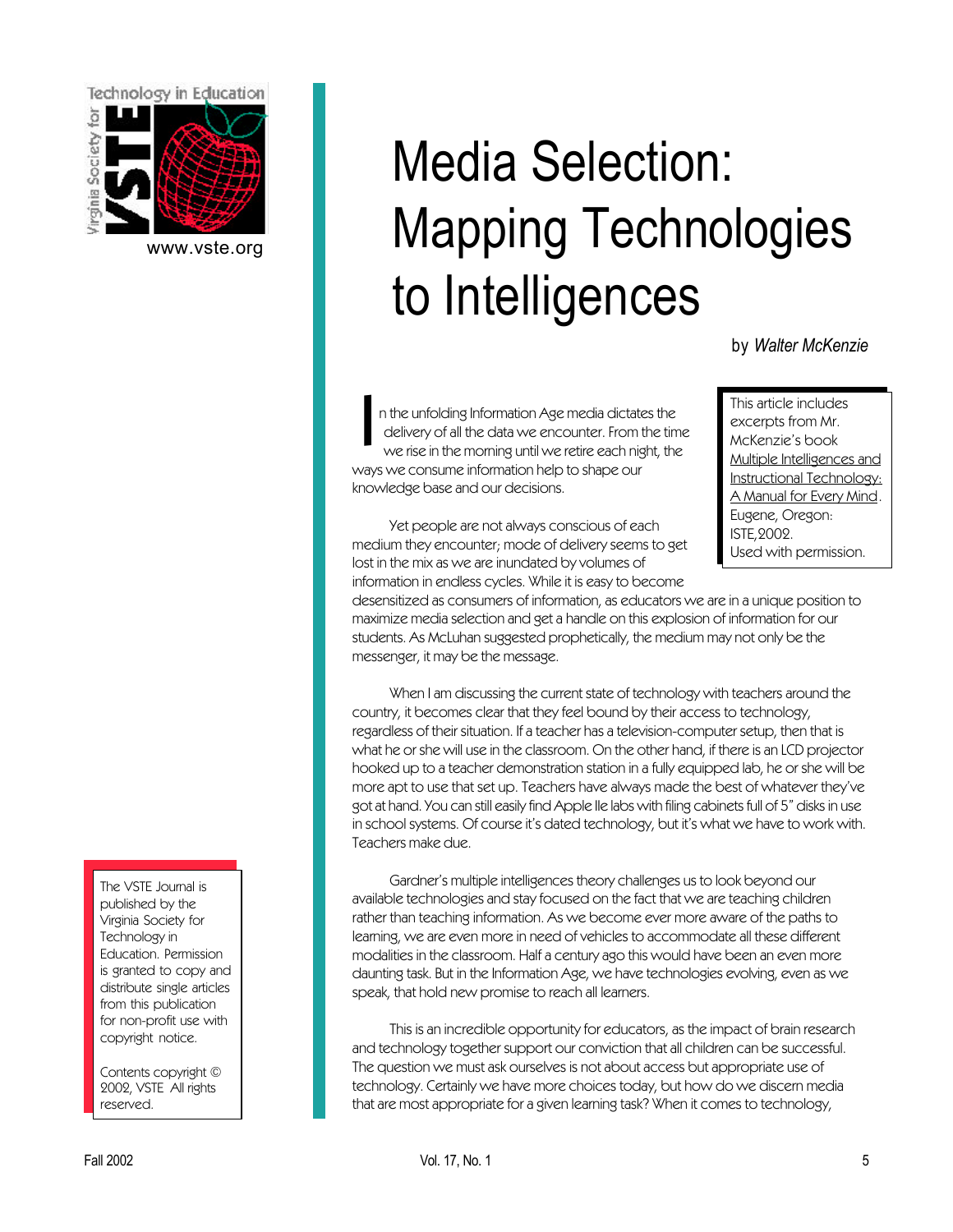# Media Selection: Mapping Technologies to Intelligences

by *Walter McKenzie*

> This article includes excerpts from Mr. McKenzie's book Multiple Intelligences and Instructional Technology: A Manual for Every Mind. Eugene, Oregon: ISTE, 2002. Used with permission.

In the unfolding Information Age media dictates the delivery of all the data we encounter. From the time we rise in the morning until we retire each night, the ways we consume information help to shape our knowledge base and our decisions.

Yet people are not always conscious of each medium they encounter; mode of delivery seems to get lost in the mix as we are inundated by volumes of information in endless cycles. While it is easy to become desensitized as consumers of information, as educators we are in a unique position to maximize media selection and get a handle on this explosion of information for our students. As McLuhan suggested prophetically, the medium may not only be the messenger, it may be the message.

When I am discussing the current state of technology with teachers around the country, it becomes clear that they feel bound by their access to technology, regardless of their situation. If a teacher has a television-computer setup, then that is what he or she will use in the classroom. On the other hand, if there is an LCD projector hooked up to a teacher demonstration station in a fully equipped lab, he or she will be more apt to use that set up. Teachers have always made the best of whatever they've got at hand. You can still easily find Apple IIe labs with filing cabinets full of 5" disks in use in school systems. Of course it's dated technology, but it's what we have to work with. Teachers make due.

Gardner's multiple intelligences theory challenges us to look beyond our available technologies and stay focused on the fact that we are teaching children rather than teaching information. As we become ever more aware of the paths to learning, we are even more in need of vehicles to accommodate all these different modalities in the classroom. Half a century ago this would have been an even more daunting task. But in the Information Age, we have technologies evolving, even as we speak, that hold new promise to reach all learners.

This is an incredible opportunity for educators, as the impact of brain research and technology together support our conviction that all children can be successful. The question we must ask ourselves is not about access but appropriate use of technology. Certainly we have more choices today, but how do we discern media that are most appropriate for a given learning task? When it comes to technology,

> The VSTE Journal is published by the Virginia Society for Technology in Education. Permission is granted to copy and distribute single articles from this publication for non-profit use with copyright notice.
>
> Contents copyright © 2002, VSTE All rights reserved.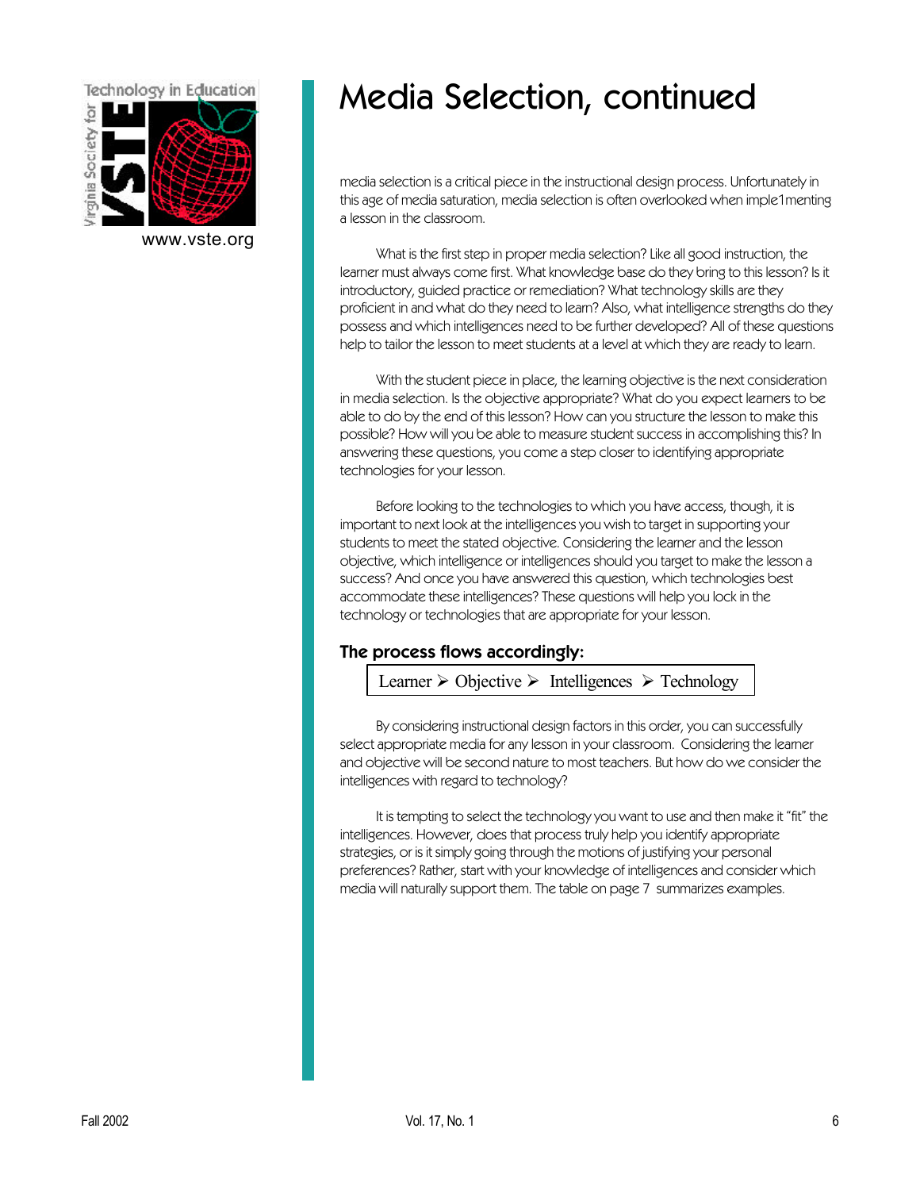# Media Selection, continued

media selection is a critical piece in the instructional design process. Unfortunately in this age of media saturation, media selection is often overlooked when imple1menting a lesson in the classroom.

What is the first step in proper media selection? Like all good instruction, the learner must always come first. What knowledge base do they bring to this lesson? Is it introductory, guided practice or remediation? What technology skills are they proficient in and what do they need to learn? Also, what intelligence strengths do they possess and which intelligences need to be further developed? All of these questions help to tailor the lesson to meet students at a level at which they are ready to learn.

With the student piece in place, the learning objective is the next consideration in media selection. Is the objective appropriate? What do you expect learners to be able to do by the end of this lesson? How can you structure the lesson to make this possible? How will you be able to measure student success in accomplishing this? In answering these questions, you come a step closer to identifying appropriate technologies for your lesson.

Before looking to the technologies to which you have access, though, it is important to next look at the intelligences you wish to target in supporting your students to meet the stated objective. Considering the learner and the lesson objective, which intelligence or intelligences should you target to make the lesson a success? And once you have answered this question, which technologies best accommodate these intelligences? These questions will help you lock in the technology or technologies that are appropriate for your lesson.

### The process flows accordingly:

Learner ➢ Objective ➢ Intelligences ➢ Technology

By considering instructional design factors in this order, you can successfully select appropriate media for any lesson in your classroom. Considering the learner and objective will be second nature to most teachers. But how do we consider the intelligences with regard to technology?

It is tempting to select the technology you want to use and then make it "fit" the intelligences. However, does that process truly help you identify appropriate strategies, or is it simply going through the motions of justifying your personal preferences? Rather, start with your knowledge of intelligences and consider which media will naturally support them. The table on page 7 summarizes examples.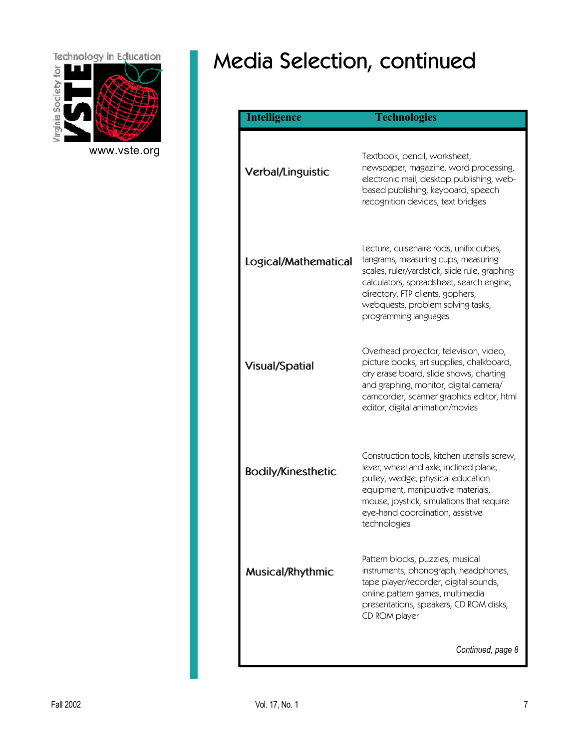# Media Selection, continued

| Intelligence | Technologies |
|---|---|
| Verbal/Linguistic | Textbook, pencil, worksheet, newspaper, magazine, word processing, electronic mail, desktop publishing, web-based publishing, keyboard, speech recognition devices, text bridges |
| Logical/Mathematical | Lecture, cuisenaire rods, unifix cubes, tangrams, measuring cups, measuring scales, ruler/yardstick, slide rule, graphing calculators, spreadsheet, search engine, directory, FTP clients, gophers, webquests, problem solving tasks, programming languages |
| Visual/Spatial | Overhead projector, television, video, picture books, art supplies, chalkboard, dry erase board, slide shows, charting and graphing, monitor, digital camera/ camcorder, scanner graphics editor, html editor, digital animation/movies |
| Bodily/Kinesthetic | Construction tools, kitchen utensils screw, lever, wheel and axle, inclined plane, pulley, wedge, physical education equipment, manipulative materials, mouse, joystick, simulations that require eye-hand coordination, assistive technologies |
| Musical/Rhythmic | Pattern blocks, puzzles, musical instruments, phonograph, headphones, tape player/recorder, digital sounds, online pattern games, multimedia presentations, speakers, CD ROM disks, CD ROM player |

*Continued, page 8*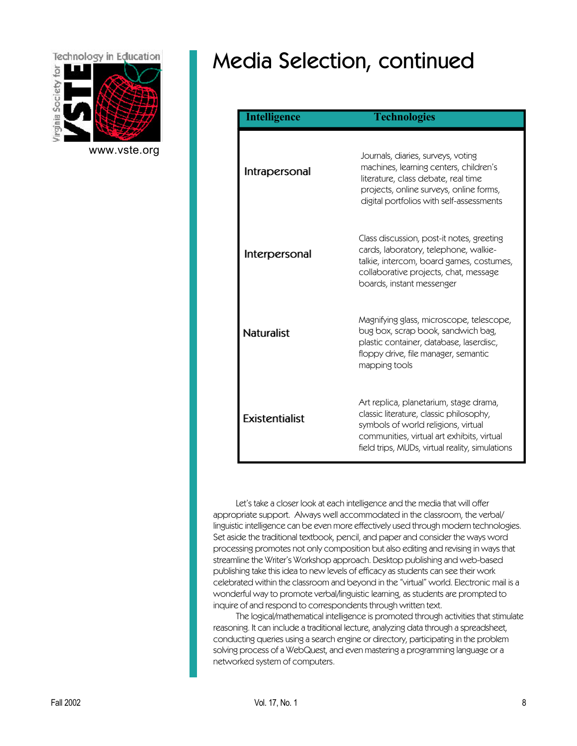# Media Selection, continued

| Intelligence | Technologies |
|---|---|
| Intrapersonal | Journals, diaries, surveys, voting machines, learning centers, children's literature, class debate, real time projects, online surveys, online forms, digital portfolios with self-assessments |
| Interpersonal | Class discussion, post-it notes, greeting cards, laboratory, telephone, walkie-talkie, intercom, board games, costumes, collaborative projects, chat, message boards, instant messenger |
| Naturalist | Magnifying glass, microscope, telescope, bug box, scrap book, sandwich bag, plastic container, database, laserdisc, floppy drive, file manager, semantic mapping tools |
| Existentialist | Art replica, planetarium, stage drama, classic literature, classic philosophy, symbols of world religions, virtual communities, virtual art exhibits, virtual field trips, MUDs, virtual reality, simulations |

Let's take a closer look at each intelligence and the media that will offer appropriate support. Always well accommodated in the classroom, the verbal/linguistic intelligence can be even more effectively used through modern technologies. Set aside the traditional textbook, pencil, and paper and consider the ways word processing promotes not only composition but also editing and revising in ways that streamline the Writer's Workshop approach. Desktop publishing and web-based publishing take this idea to new levels of efficacy as students can see their work celebrated within the classroom and beyond in the "virtual" world. Electronic mail is a wonderful way to promote verbal/linguistic learning, as students are prompted to inquire of and respond to correspondents through written text.

The logical/mathematical intelligence is promoted through activities that stimulate reasoning. It can include a traditional lecture, analyzing data through a spreadsheet, conducting queries using a search engine or directory, participating in the problem solving process of a WebQuest, and even mastering a programming language or a networked system of computers.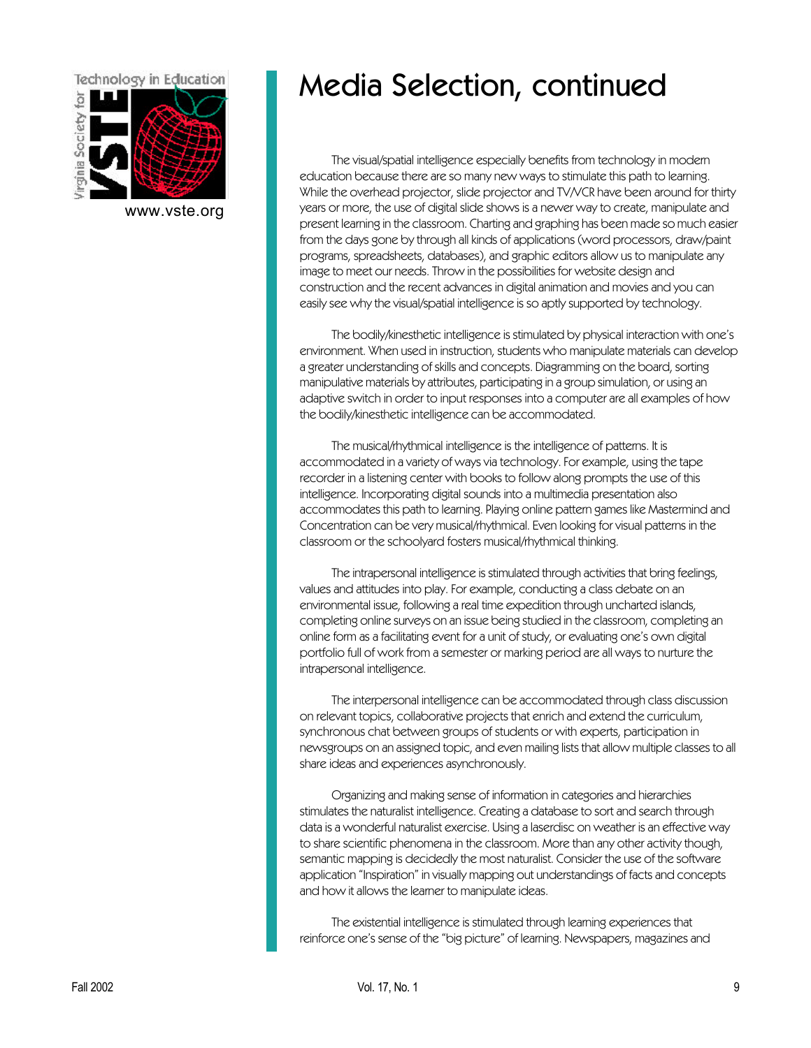# Media Selection, continued

The visual/spatial intelligence especially benefits from technology in modern education because there are so many new ways to stimulate this path to learning. While the overhead projector, slide projector and TV/VCR have been around for thirty years or more, the use of digital slide shows is a newer way to create, manipulate and present learning in the classroom. Charting and graphing has been made so much easier from the days gone by through all kinds of applications (word processors, draw/paint programs, spreadsheets, databases), and graphic editors allow us to manipulate any image to meet our needs. Throw in the possibilities for website design and construction and the recent advances in digital animation and movies and you can easily see why the visual/spatial intelligence is so aptly supported by technology.

The bodily/kinesthetic intelligence is stimulated by physical interaction with one's environment. When used in instruction, students who manipulate materials can develop a greater understanding of skills and concepts. Diagramming on the board, sorting manipulative materials by attributes, participating in a group simulation, or using an adaptive switch in order to input responses into a computer are all examples of how the bodily/kinesthetic intelligence can be accommodated.

The musical/rhythmical intelligence is the intelligence of patterns. It is accommodated in a variety of ways via technology. For example, using the tape recorder in a listening center with books to follow along prompts the use of this intelligence. Incorporating digital sounds into a multimedia presentation also accommodates this path to learning. Playing online pattern games like Mastermind and Concentration can be very musical/rhythmical. Even looking for visual patterns in the classroom or the schoolyard fosters musical/rhythmical thinking.

The intrapersonal intelligence is stimulated through activities that bring feelings, values and attitudes into play. For example, conducting a class debate on an environmental issue, following a real time expedition through uncharted islands, completing online surveys on an issue being studied in the classroom, completing an online form as a facilitating event for a unit of study, or evaluating one's own digital portfolio full of work from a semester or marking period are all ways to nurture the intrapersonal intelligence.

The interpersonal intelligence can be accommodated through class discussion on relevant topics, collaborative projects that enrich and extend the curriculum, synchronous chat between groups of students or with experts, participation in newsgroups on an assigned topic, and even mailing lists that allow multiple classes to all share ideas and experiences asynchronously.

Organizing and making sense of information in categories and hierarchies stimulates the naturalist intelligence. Creating a database to sort and search through data is a wonderful naturalist exercise. Using a laserdisc on weather is an effective way to share scientific phenomena in the classroom. More than any other activity though, semantic mapping is decidedly the most naturalist. Consider the use of the software application "Inspiration" in visually mapping out understandings of facts and concepts and how it allows the learner to manipulate ideas.

The existential intelligence is stimulated through learning experiences that reinforce one's sense of the "big picture" of learning. Newspapers, magazines and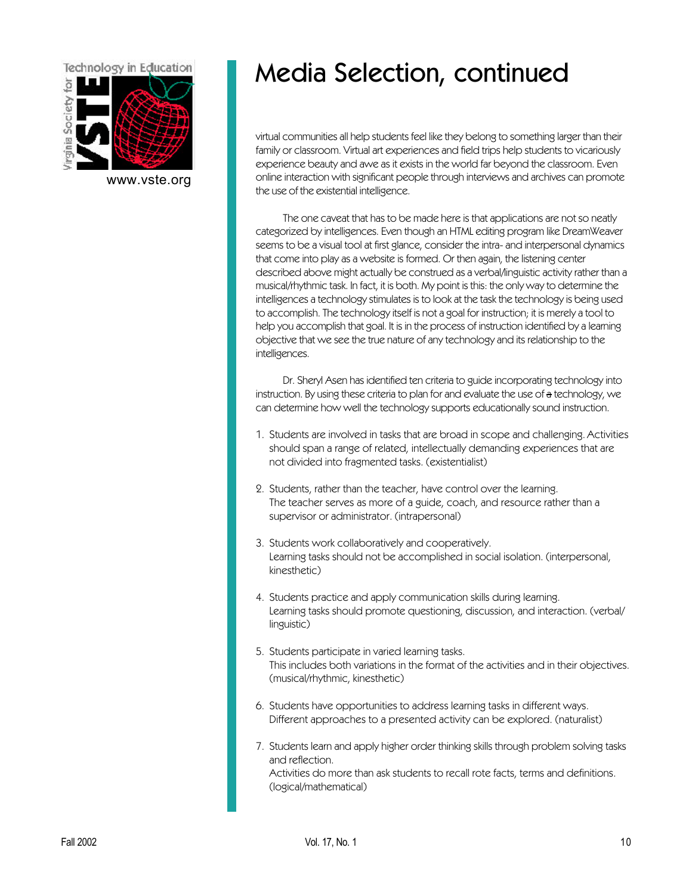# Media Selection, continued

virtual communities all help students feel like they belong to something larger than their family or classroom. Virtual art experiences and field trips help students to vicariously experience beauty and awe as it exists in the world far beyond the classroom. Even online interaction with significant people through interviews and archives can promote the use of the existential intelligence.

The one caveat that has to be made here is that applications are not so neatly categorized by intelligences. Even though an HTML editing program like DreamWeaver seems to be a visual tool at first glance, consider the intra- and interpersonal dynamics that come into play as a website is formed. Or then again, the listening center described above might actually be construed as a verbal/linguistic activity rather than a musical/rhythmic task. In fact, it is both. My point is this: the only way to determine the intelligences a technology stimulates is to look at the task the technology is being used to accomplish. The technology itself is not a goal for instruction; it is merely a tool to help you accomplish that goal. It is in the process of instruction identified by a learning objective that we see the true nature of any technology and its relationship to the intelligences.

Dr. Sheryl Asen has identified ten criteria to guide incorporating technology into instruction. By using these criteria to plan for and evaluate the use of ~~a~~ technology, we can determine how well the technology supports educationally sound instruction.

1. Students are involved in tasks that are broad in scope and challenging. Activities should span a range of related, intellectually demanding experiences that are not divided into fragmented tasks. (existentialist)

2. Students, rather than the teacher, have control over the learning.
   The teacher serves as more of a guide, coach, and resource rather than a supervisor or administrator. (intrapersonal)

3. Students work collaboratively and cooperatively.
   Learning tasks should not be accomplished in social isolation. (interpersonal, kinesthetic)

4. Students practice and apply communication skills during learning.
   Learning tasks should promote questioning, discussion, and interaction. (verbal/linguistic)

5. Students participate in varied learning tasks.
   This includes both variations in the format of the activities and in their objectives. (musical/rhythmic, kinesthetic)

6. Students have opportunities to address learning tasks in different ways.
   Different approaches to a presented activity can be explored. (naturalist)

7. Students learn and apply higher order thinking skills through problem solving tasks and reflection.
   Activities do more than ask students to recall rote facts, terms and definitions. (logical/mathematical)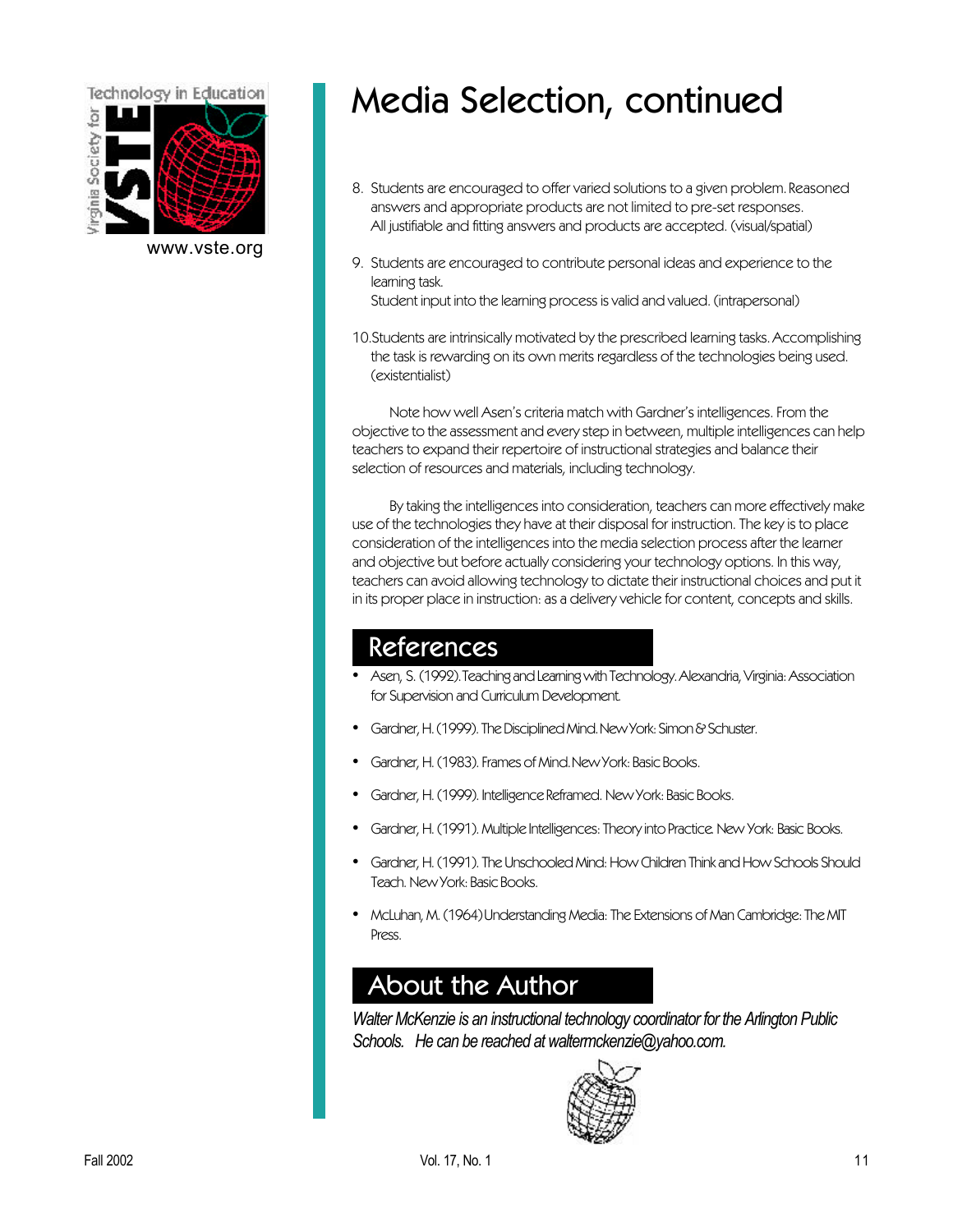# Media Selection, continued

8. Students are encouraged to offer varied solutions to a given problem. Reasoned answers and appropriate products are not limited to pre-set responses.
   All justifiable and fitting answers and products are accepted. (visual/spatial)

9. Students are encouraged to contribute personal ideas and experience to the learning task.
   Student input into the learning process is valid and valued. (intrapersonal)

10. Students are intrinsically motivated by the prescribed learning tasks. Accomplishing the task is rewarding on its own merits regardless of the technologies being used. (existentialist)

Note how well Asen's criteria match with Gardner's intelligences. From the objective to the assessment and every step in between, multiple intelligences can help teachers to expand their repertoire of instructional strategies and balance their selection of resources and materials, including technology.

By taking the intelligences into consideration, teachers can more effectively make use of the technologies they have at their disposal for instruction. The key is to place consideration of the intelligences into the media selection process after the learner and objective but before actually considering your technology options. In this way, teachers can avoid allowing technology to dictate their instructional choices and put it in its proper place in instruction: as a delivery vehicle for content, concepts and skills.

## References

- Asen, S. (1992). Teaching and Learning with Technology. Alexandria, Virginia: Association for Supervision and Curriculum Development.
- Gardner, H. (1999). The Disciplined Mind. New York: Simon & Schuster.
- Gardner, H. (1983). Frames of Mind. New York: Basic Books.
- Gardner, H. (1999). Intelligence Reframed. New York: Basic Books.
- Gardner, H. (1991). Multiple Intelligences: Theory into Practice. New York: Basic Books.
- Gardner, H. (1991). The Unschooled Mind: How Children Think and How Schools Should Teach. New York: Basic Books.
- McLuhan, M. (1964) Understanding Media: The Extensions of Man Cambridge: The MIT Press.

## About the Author

*Walter McKenzie is an instructional technology coordinator for the Arlington Public Schools. He can be reached at waltermckenzie@yahoo.com.*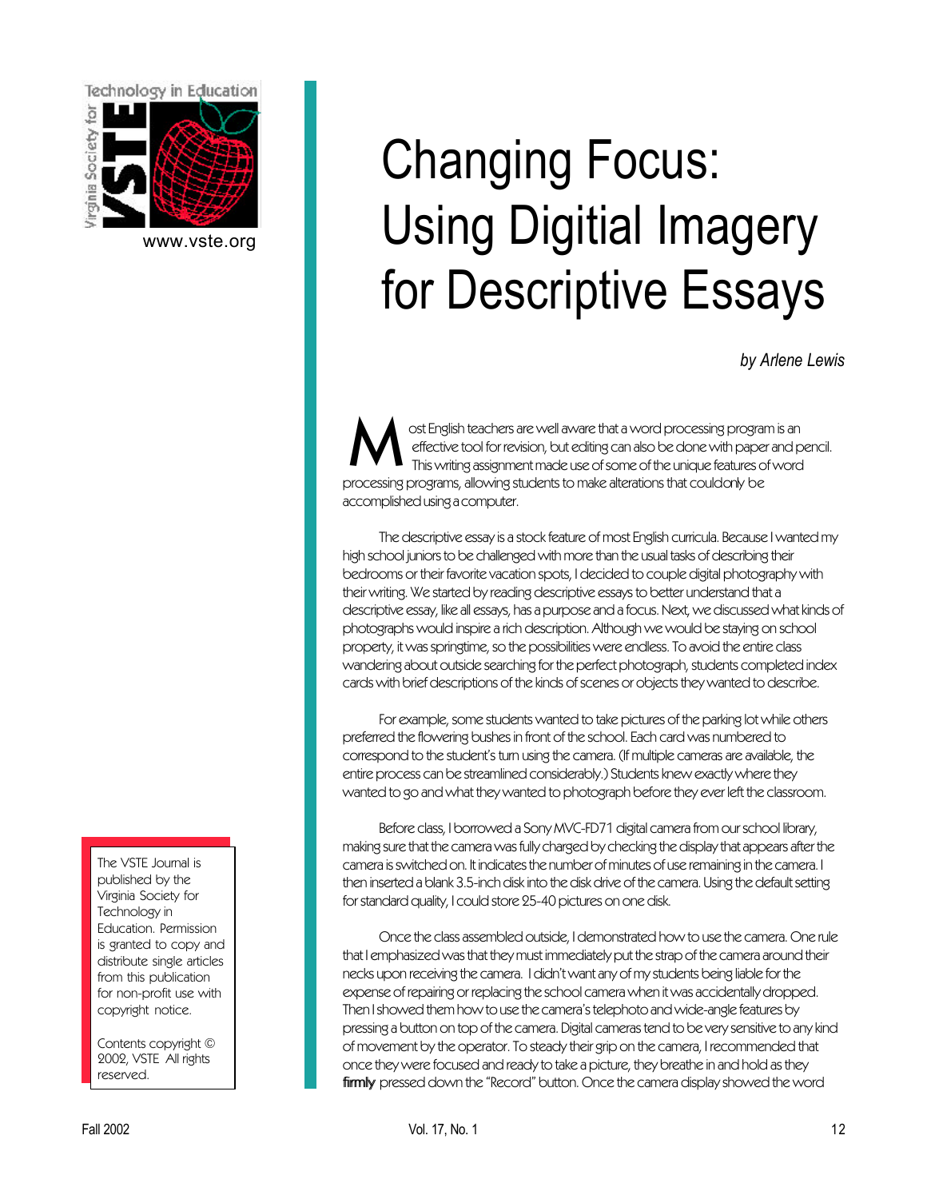# Changing Focus: Using Digital Imagery for Descriptive Essays

*by Arlene Lewis*

Most English teachers are well aware that a word processing program is an effective tool for revision, but editing can also be done with paper and pencil. This writing assignment made use of some of the unique features of word processing programs, allowing students to make alterations that couldonly be accomplished using a computer.

The descriptive essay is a stock feature of most English curricula. Because I wanted my high school juniors to be challenged with more than the usual tasks of describing their bedrooms or their favorite vacation spots, I decided to couple digital photography with their writing. We started by reading descriptive essays to better understand that a descriptive essay, like all essays, has a purpose and a focus. Next, we discussed what kinds of photographs would inspire a rich description. Although we would be staying on school property, it was springtime, so the possibilities were endless. To avoid the entire class wandering about outside searching for the perfect photograph, students completed index cards with brief descriptions of the kinds of scenes or objects they wanted to describe.

For example, some students wanted to take pictures of the parking lot while others preferred the flowering bushes in front of the school. Each card was numbered to correspond to the student's turn using the camera. (If multiple cameras are available, the entire process can be streamlined considerably.) Students knew exactly where they wanted to go and what they wanted to photograph before they ever left the classroom.

Before class, I borrowed a Sony MVC-FD71 digital camera from our school library, making sure that the camera was fully charged by checking the display that appears after the camera is switched on. It indicates the number of minutes of use remaining in the camera. I then inserted a blank 3.5-inch disk into the disk drive of the camera. Using the default setting for standard quality, I could store 25-40 pictures on one disk.

Once the class assembled outside, I demonstrated how to use the camera. One rule that I emphasized was that they must immediately put the strap of the camera around their necks upon receiving the camera. I didn't want any of my students being liable for the expense of repairing or replacing the school camera when it was accidentally dropped. Then I showed them how to use the camera's telephoto and wide-angle features by pressing a button on top of the camera. Digital cameras tend to be very sensitive to any kind of movement by the operator. To steady their grip on the camera, I recommended that once they were focused and ready to take a picture, they breathe in and hold as they **firmly** pressed down the "Record" button. Once the camera display showed the word

The VSTE Journal is published by the Virginia Society for Technology in Education. Permission is granted to copy and distribute single articles from this publication for non-profit use with copyright notice.

Contents copyright © 2002, VSTE All rights reserved.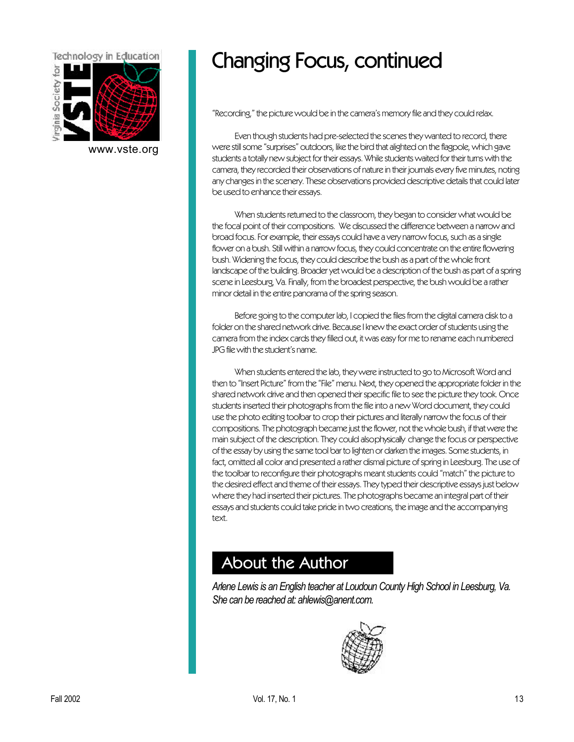# Changing Focus, continued

"Recording," the picture would be in the camera's memory file and they could relax.

Even though students had pre-selected the scenes they wanted to record, there were still some "surprises" outdoors, like the bird that alighted on the flagpole, which gave students a totally new subject for their essays. While students waited for their turns with the camera, they recorded their observations of nature in their journals every five minutes, noting any changes in the scenery. These observations provided descriptive details that could later be used to enhance their essays.

When students returned to the classroom, they began to consider what would be the focal point of their compositions. We discussed the difference between a narrow and broad focus. For example, their essays could have a very narrow focus, such as a single flower on a bush. Still within a narrow focus, they could concentrate on the entire flowering bush. Widening the focus, they could describe the bush as a part of the whole front landscape of the building. Broader yet would be a description of the bush as part of a spring scene in Leesburg, Va. Finally, from the broadest perspective, the bush would be a rather minor detail in the entire panorama of the spring season.

Before going to the computer lab, I copied the files from the digital camera disk to a folder on the shared network drive. Because I knew the exact order of students using the camera from the index cards they filled out, it was easy for me to rename each numbered JPG file with the student's name.

When students entered the lab, they were instructed to go to Microsoft Word and then to "Insert Picture" from the "File" menu. Next, they opened the appropriate folder in the shared network drive and then opened their specific file to see the picture they took. Once students inserted their photographs from the file into a new Word document, they could use the photo editing toolbar to crop their pictures and literally narrow the focus of their compositions. The photograph became just the flower, not the whole bush, if that were the main subject of the description. They could alsophysically change the focus or perspective of the essay by using the same tool bar to lighten or darken the images. Some students, in fact, omitted all color and presented a rather dismal picture of spring in Leesburg. The use of the toolbar to reconfigure their photographs meant students could "match" the picture to the desired effect and theme of their essays. They typed their descriptive essays just below where they had inserted their pictures. The photographs became an integral part of their essays and students could take pride in two creations, the image and the accompanying text.

## About the Author

*Arlene Lewis is an English teacher at Loudoun County High School in Leesburg, Va. She can be reached at: ahlewis@anent.com.*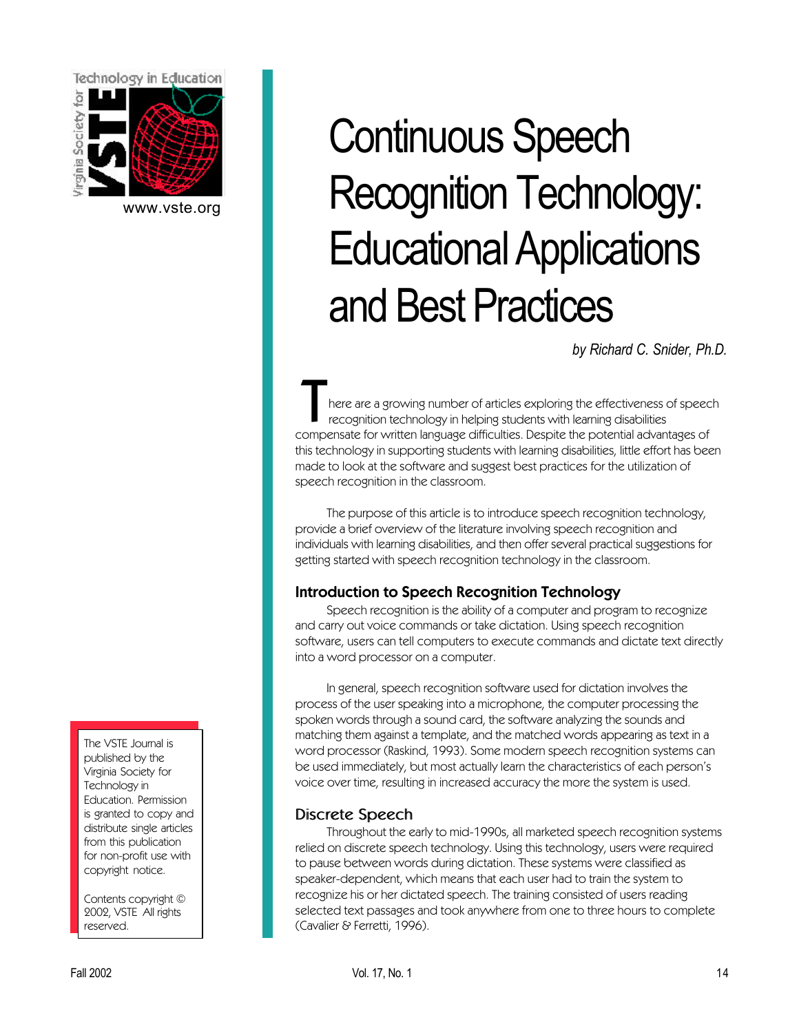# Continuous Speech Recognition Technology: Educational Applications and Best Practices

*by Richard C. Snider, Ph.D.*

There are a growing number of articles exploring the effectiveness of speech recognition technology in helping students with learning disabilities compensate for written language difficulties. Despite the potential advantages of this technology in supporting students with learning disabilities, little effort has been made to look at the software and suggest best practices for the utilization of speech recognition in the classroom.

The purpose of this article is to introduce speech recognition technology, provide a brief overview of the literature involving speech recognition and individuals with learning disabilities, and then offer several practical suggestions for getting started with speech recognition technology in the classroom.

## Introduction to Speech Recognition Technology

Speech recognition is the ability of a computer and program to recognize and carry out voice commands or take dictation. Using speech recognition software, users can tell computers to execute commands and dictate text directly into a word processor on a computer.

In general, speech recognition software used for dictation involves the process of the user speaking into a microphone, the computer processing the spoken words through a sound card, the software analyzing the sounds and matching them against a template, and the matched words appearing as text in a word processor (Raskind, 1993). Some modern speech recognition systems can be used immediately, but most actually learn the characteristics of each person's voice over time, resulting in increased accuracy the more the system is used.

## Discrete Speech

Throughout the early to mid-1990s, all marketed speech recognition systems relied on discrete speech technology. Using this technology, users were required to pause between words during dictation. These systems were classified as speaker-dependent, which means that each user had to train the system to recognize his or her dictated speech. The training consisted of users reading selected text passages and took anywhere from one to three hours to complete (Cavalier & Ferretti, 1996).

The VSTE Journal is published by the Virginia Society for Technology in Education. Permission is granted to copy and distribute single articles from this publication for non-profit use with copyright notice.

Contents copyright © 2002, VSTE All rights reserved.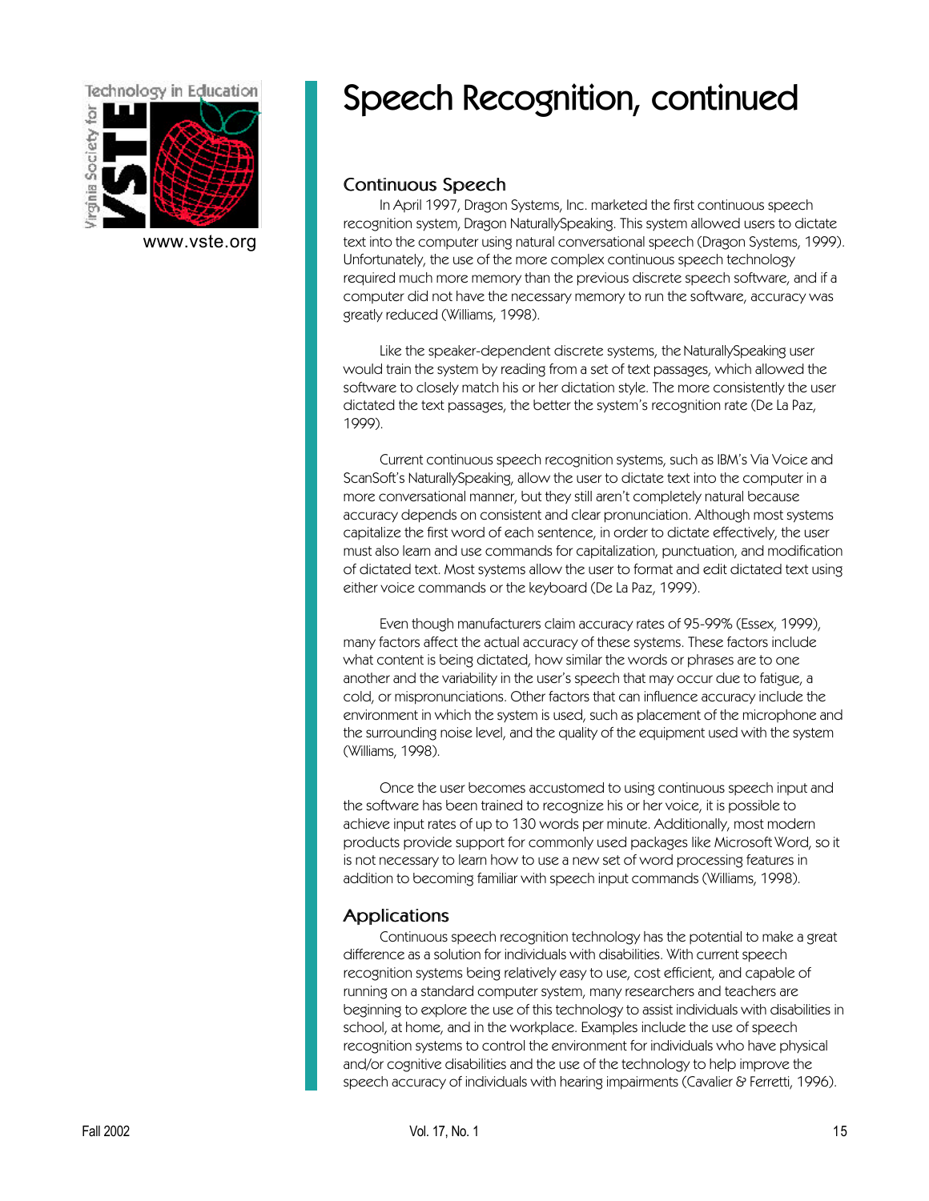# Speech Recognition, continued

## Continuous Speech

In April 1997, Dragon Systems, Inc. marketed the first continuous speech recognition system, Dragon NaturallySpeaking. This system allowed users to dictate text into the computer using natural conversational speech (Dragon Systems, 1999). Unfortunately, the use of the more complex continuous speech technology required much more memory than the previous discrete speech software, and if a computer did not have the necessary memory to run the software, accuracy was greatly reduced (Williams, 1998).

Like the speaker-dependent discrete systems, the NaturallySpeaking user would train the system by reading from a set of text passages, which allowed the software to closely match his or her dictation style. The more consistently the user dictated the text passages, the better the system's recognition rate (De La Paz, 1999).

Current continuous speech recognition systems, such as IBM's Via Voice and ScanSoft's NaturallySpeaking, allow the user to dictate text into the computer in a more conversational manner, but they still aren't completely natural because accuracy depends on consistent and clear pronunciation. Although most systems capitalize the first word of each sentence, in order to dictate effectively, the user must also learn and use commands for capitalization, punctuation, and modification of dictated text. Most systems allow the user to format and edit dictated text using either voice commands or the keyboard (De La Paz, 1999).

Even though manufacturers claim accuracy rates of 95-99% (Essex, 1999), many factors affect the actual accuracy of these systems. These factors include what content is being dictated, how similar the words or phrases are to one another and the variability in the user's speech that may occur due to fatigue, a cold, or mispronunciations. Other factors that can influence accuracy include the environment in which the system is used, such as placement of the microphone and the surrounding noise level, and the quality of the equipment used with the system (Williams, 1998).

Once the user becomes accustomed to using continuous speech input and the software has been trained to recognize his or her voice, it is possible to achieve input rates of up to 130 words per minute. Additionally, most modern products provide support for commonly used packages like Microsoft Word, so it is not necessary to learn how to use a new set of word processing features in addition to becoming familiar with speech input commands (Williams, 1998).

## Applications

Continuous speech recognition technology has the potential to make a great difference as a solution for individuals with disabilities. With current speech recognition systems being relatively easy to use, cost efficient, and capable of running on a standard computer system, many researchers and teachers are beginning to explore the use of this technology to assist individuals with disabilities in school, at home, and in the workplace. Examples include the use of speech recognition systems to control the environment for individuals who have physical and/or cognitive disabilities and the use of the technology to help improve the speech accuracy of individuals with hearing impairments (Cavalier & Ferretti, 1996).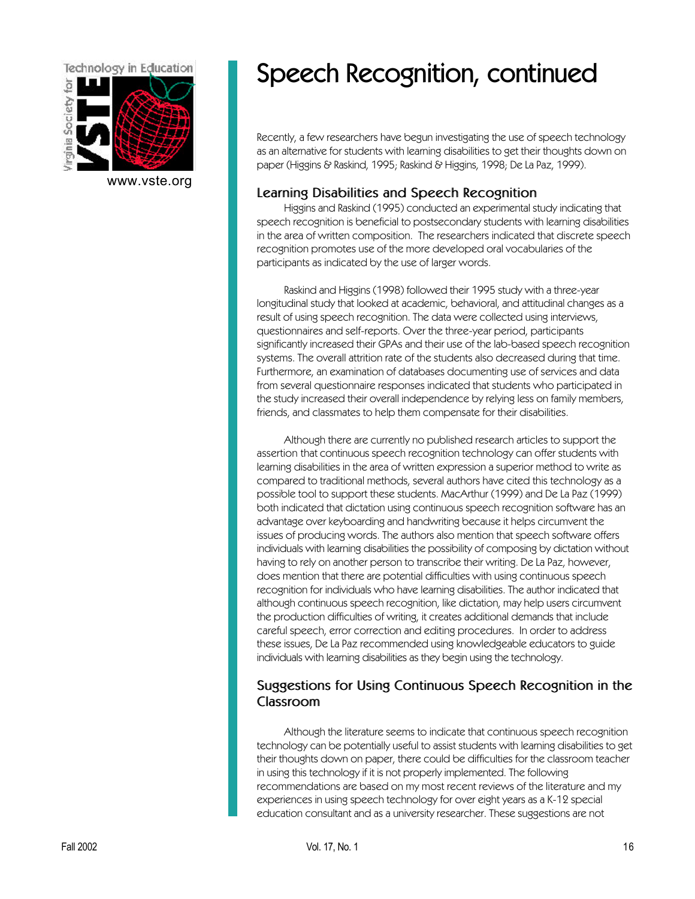# Speech Recognition, continued

Recently, a few researchers have begun investigating the use of speech technology as an alternative for students with learning disabilities to get their thoughts down on paper (Higgins & Raskind, 1995; Raskind & Higgins, 1998; De La Paz, 1999).

## Learning Disabilities and Speech Recognition

Higgins and Raskind (1995) conducted an experimental study indicating that speech recognition is beneficial to postsecondary students with learning disabilities in the area of written composition. The researchers indicated that discrete speech recognition promotes use of the more developed oral vocabularies of the participants as indicated by the use of larger words.

Raskind and Higgins (1998) followed their 1995 study with a three-year longitudinal study that looked at academic, behavioral, and attitudinal changes as a result of using speech recognition. The data were collected using interviews, questionnaires and self-reports. Over the three-year period, participants significantly increased their GPAs and their use of the lab-based speech recognition systems. The overall attrition rate of the students also decreased during that time. Furthermore, an examination of databases documenting use of services and data from several questionnaire responses indicated that students who participated in the study increased their overall independence by relying less on family members, friends, and classmates to help them compensate for their disabilities.

Although there are currently no published research articles to support the assertion that continuous speech recognition technology can offer students with learning disabilities in the area of written expression a superior method to write as compared to traditional methods, several authors have cited this technology as a possible tool to support these students. MacArthur (1999) and De La Paz (1999) both indicated that dictation using continuous speech recognition software has an advantage over keyboarding and handwriting because it helps circumvent the issues of producing words. The authors also mention that speech software offers individuals with learning disabilities the possibility of composing by dictation without having to rely on another person to transcribe their writing. De La Paz, however, does mention that there are potential difficulties with using continuous speech recognition for individuals who have learning disabilities. The author indicated that although continuous speech recognition, like dictation, may help users circumvent the production difficulties of writing, it creates additional demands that include careful speech, error correction and editing procedures. In order to address these issues, De La Paz recommended using knowledgeable educators to guide individuals with learning disabilities as they begin using the technology.

## Suggestions for Using Continuous Speech Recognition in the Classroom

Although the literature seems to indicate that continuous speech recognition technology can be potentially useful to assist students with learning disabilities to get their thoughts down on paper, there could be difficulties for the classroom teacher in using this technology if it is not properly implemented. The following recommendations are based on my most recent reviews of the literature and my experiences in using speech technology for over eight years as a K-12 special education consultant and as a university researcher. These suggestions are not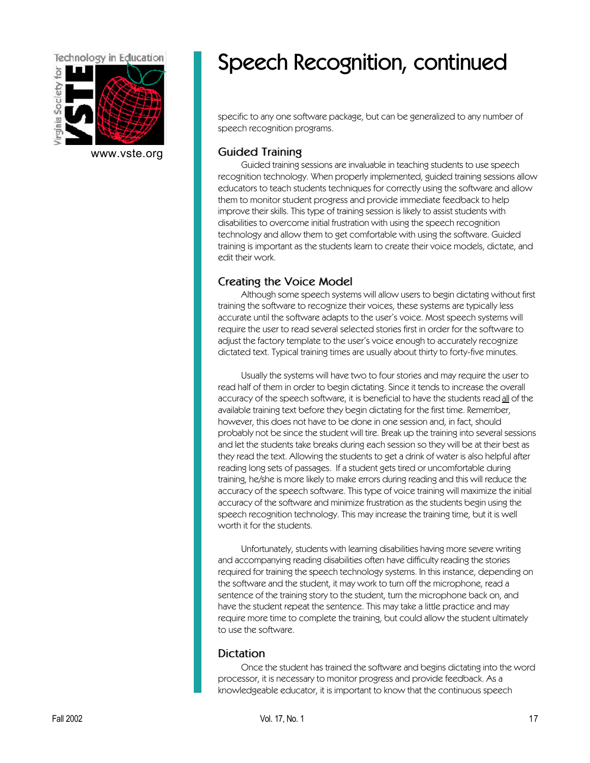# Speech Recognition, continued

specific to any one software package, but can be generalized to any number of speech recognition programs.

## Guided Training

Guided training sessions are invaluable in teaching students to use speech recognition technology. When properly implemented, guided training sessions allow educators to teach students techniques for correctly using the software and allow them to monitor student progress and provide immediate feedback to help improve their skills. This type of training session is likely to assist students with disabilities to overcome initial frustration with using the speech recognition technology and allow them to get comfortable with using the software. Guided training is important as the students learn to create their voice models, dictate, and edit their work.

## Creating the Voice Model

Although some speech systems will allow users to begin dictating without first training the software to recognize their voices, these systems are typically less accurate until the software adapts to the user's voice. Most speech systems will require the user to read several selected stories first in order for the software to adjust the factory template to the user's voice enough to accurately recognize dictated text. Typical training times are usually about thirty to forty-five minutes.

Usually the systems will have two to four stories and may require the user to read half of them in order to begin dictating. Since it tends to increase the overall accuracy of the speech software, it is beneficial to have the students read <u>all</u> of the available training text before they begin dictating for the first time. Remember, however, this does not have to be done in one session and, in fact, should probably not be since the student will tire. Break up the training into several sessions and let the students take breaks during each session so they will be at their best as they read the text. Allowing the students to get a drink of water is also helpful after reading long sets of passages. If a student gets tired or uncomfortable during training, he/she is more likely to make errors during reading and this will reduce the accuracy of the speech software. This type of voice training will maximize the initial accuracy of the software and minimize frustration as the students begin using the speech recognition technology. This may increase the training time, but it is well worth it for the students.

Unfortunately, students with learning disabilities having more severe writing and accompanying reading disabilities often have difficulty reading the stories required for training the speech technology systems. In this instance, depending on the software and the student, it may work to turn off the microphone, read a sentence of the training story to the student, turn the microphone back on, and have the student repeat the sentence. This may take a little practice and may require more time to complete the training, but could allow the student ultimately to use the software.

## Dictation

Once the student has trained the software and begins dictating into the word processor, it is necessary to monitor progress and provide feedback. As a knowledgeable educator, it is important to know that the continuous speech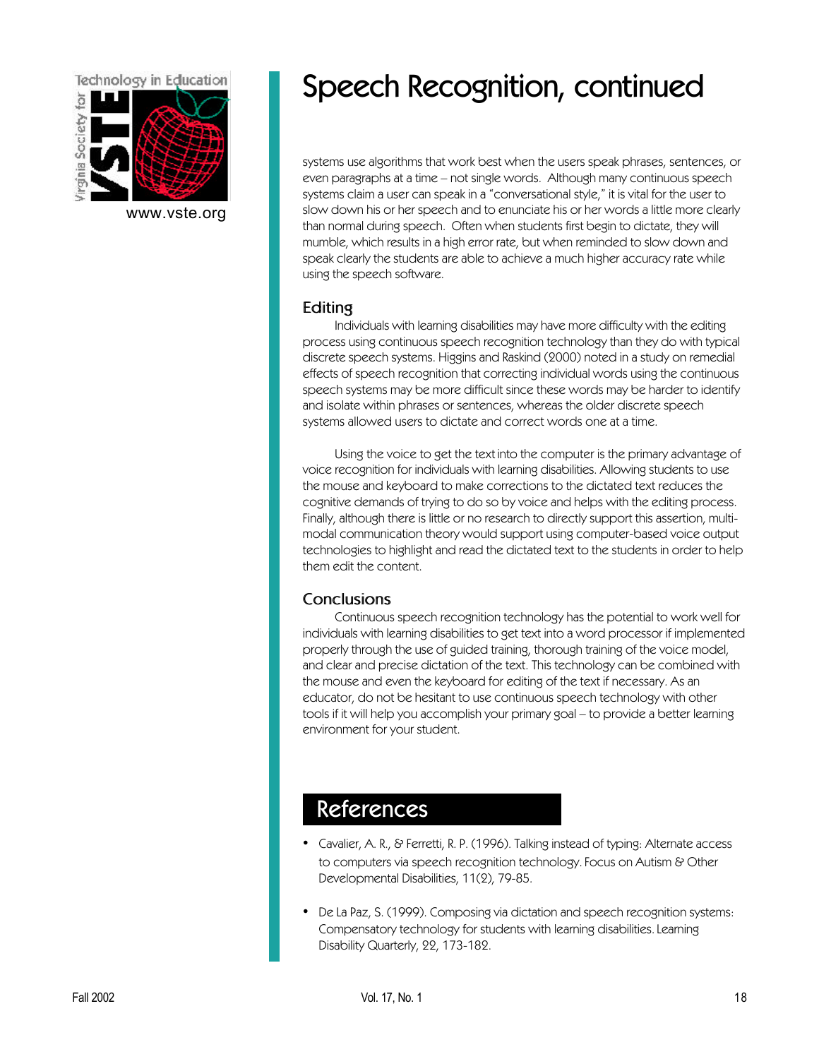# Speech Recognition, continued

systems use algorithms that work best when the users speak phrases, sentences, or even paragraphs at a time – not single words. Although many continuous speech systems claim a user can speak in a "conversational style," it is vital for the user to slow down his or her speech and to enunciate his or her words a little more clearly than normal during speech. Often when students first begin to dictate, they will mumble, which results in a high error rate, but when reminded to slow down and speak clearly the students are able to achieve a much higher accuracy rate while using the speech software.

## Editing

Individuals with learning disabilities may have more difficulty with the editing process using continuous speech recognition technology than they do with typical discrete speech systems. Higgins and Raskind (2000) noted in a study on remedial effects of speech recognition that correcting individual words using the continuous speech systems may be more difficult since these words may be harder to identify and isolate within phrases or sentences, whereas the older discrete speech systems allowed users to dictate and correct words one at a time.

Using the voice to get the text into the computer is the primary advantage of voice recognition for individuals with learning disabilities. Allowing students to use the mouse and keyboard to make corrections to the dictated text reduces the cognitive demands of trying to do so by voice and helps with the editing process. Finally, although there is little or no research to directly support this assertion, multi-modal communication theory would support using computer-based voice output technologies to highlight and read the dictated text to the students in order to help them edit the content.

## Conclusions

Continuous speech recognition technology has the potential to work well for individuals with learning disabilities to get text into a word processor if implemented properly through the use of guided training, thorough training of the voice model, and clear and precise dictation of the text. This technology can be combined with the mouse and even the keyboard for editing of the text if necessary. As an educator, do not be hesitant to use continuous speech technology with other tools if it will help you accomplish your primary goal – to provide a better learning environment for your student.

## References

- Cavalier, A. R., & Ferretti, R. P. (1996). Talking instead of typing: Alternate access to computers via speech recognition technology. Focus on Autism & Other Developmental Disabilities, 11(2), 79-85.
- De La Paz, S. (1999). Composing via dictation and speech recognition systems: Compensatory technology for students with learning disabilities. Learning Disability Quarterly, 22, 173-182.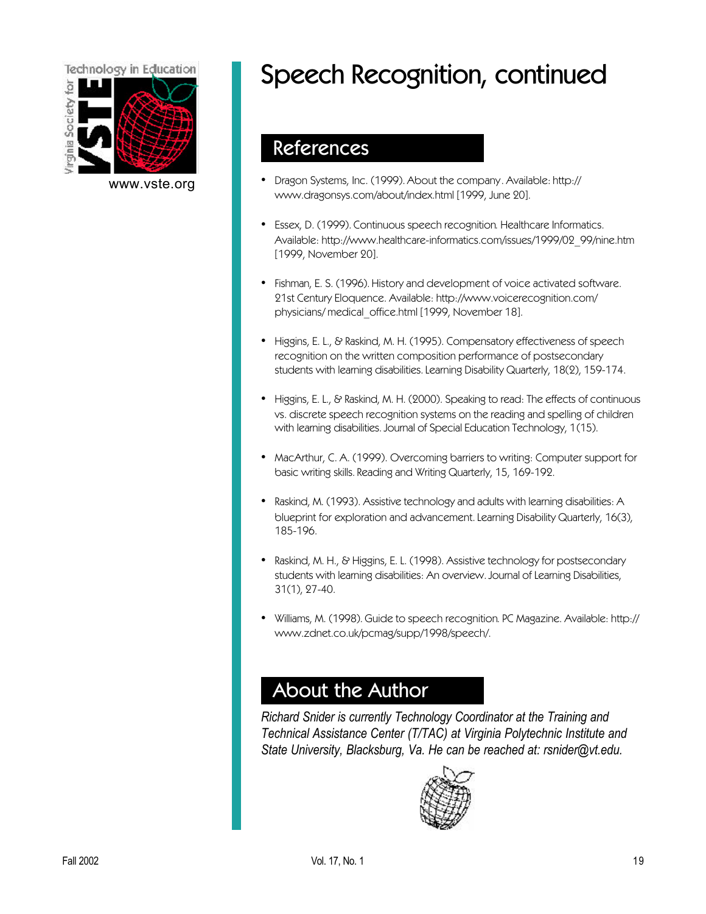# Speech Recognition, continued

## References

- Dragon Systems, Inc. (1999). About the company. Available: http://www.dragonsys.com/about/index.html [1999, June 20].
- Essex, D. (1999). Continuous speech recognition. Healthcare Informatics. Available: http://www.healthcare-informatics.com/issues/1999/02_99/nine.htm [1999, November 20].
- Fishman, E. S. (1996). History and development of voice activated software. 21st Century Eloquence. Available: http://www.voicerecognition.com/physicians/medical_office.html [1999, November 18].
- Higgins, E. L., & Raskind, M. H. (1995). Compensatory effectiveness of speech recognition on the written composition performance of postsecondary students with learning disabilities. Learning Disability Quarterly, 18(2), 159-174.
- Higgins, E. L., & Raskind, M. H. (2000). Speaking to read: The effects of continuous vs. discrete speech recognition systems on the reading and spelling of children with learning disabilities. Journal of Special Education Technology, 1(15).
- MacArthur, C. A. (1999). Overcoming barriers to writing: Computer support for basic writing skills. Reading and Writing Quarterly, 15, 169-192.
- Raskind, M. (1993). Assistive technology and adults with learning disabilities: A blueprint for exploration and advancement. Learning Disability Quarterly, 16(3), 185-196.
- Raskind, M. H., & Higgins, E. L. (1998). Assistive technology for postsecondary students with learning disabilities: An overview. Journal of Learning Disabilities, 31(1), 27-40.
- Williams, M. (1998). Guide to speech recognition. PC Magazine. Available: http://www.zdnet.co.uk/pcmag/supp/1998/speech/.

## About the Author

*Richard Snider is currently Technology Coordinator at the Training and Technical Assistance Center (T/TAC) at Virginia Polytechnic Institute and State University, Blacksburg, Va. He can be reached at: rsnider@vt.edu.*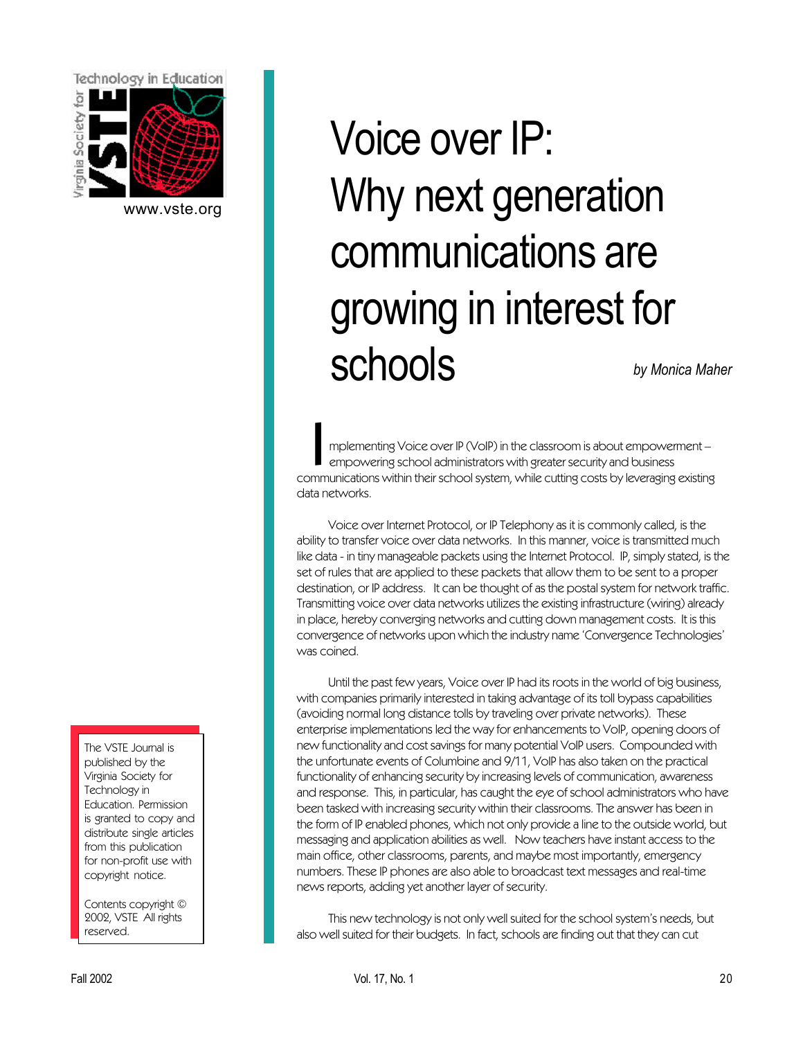# Voice over IP: Why next generation communications are growing in interest for schools

*by Monica Maher*

Implementing Voice over IP (VoIP) in the classroom is about empowerment – empowering school administrators with greater security and business communications within their school system, while cutting costs by leveraging existing data networks.

Voice over Internet Protocol, or IP Telephony as it is commonly called, is the ability to transfer voice over data networks. In this manner, voice is transmitted much like data - in tiny manageable packets using the Internet Protocol. IP, simply stated, is the set of rules that are applied to these packets that allow them to be sent to a proper destination, or IP address. It can be thought of as the postal system for network traffic. Transmitting voice over data networks utilizes the existing infrastructure (wiring) already in place, hereby converging networks and cutting down management costs. It is this convergence of networks upon which the industry name 'Convergence Technologies' was coined.

Until the past few years, Voice over IP had its roots in the world of big business, with companies primarily interested in taking advantage of its toll bypass capabilities (avoiding normal long distance tolls by traveling over private networks). These enterprise implementations led the way for enhancements to VoIP, opening doors of new functionality and cost savings for many potential VoIP users. Compounded with the unfortunate events of Columbine and 9/11, VoIP has also taken on the practical functionality of enhancing security by increasing levels of communication, awareness and response. This, in particular, has caught the eye of school administrators who have been tasked with increasing security within their classrooms. The answer has been in the form of IP enabled phones, which not only provide a line to the outside world, but messaging and application abilities as well. Now teachers have instant access to the main office, other classrooms, parents, and maybe most importantly, emergency numbers. These IP phones are also able to broadcast text messages and real-time news reports, adding yet another layer of security.

This new technology is not only well suited for the school system's needs, but also well suited for their budgets. In fact, schools are finding out that they can cut

The VSTE Journal is published by the Virginia Society for Technology in Education. Permission is granted to copy and distribute single articles from this publication for non-profit use with copyright notice.

Contents copyright © 2002, VSTE All rights reserved.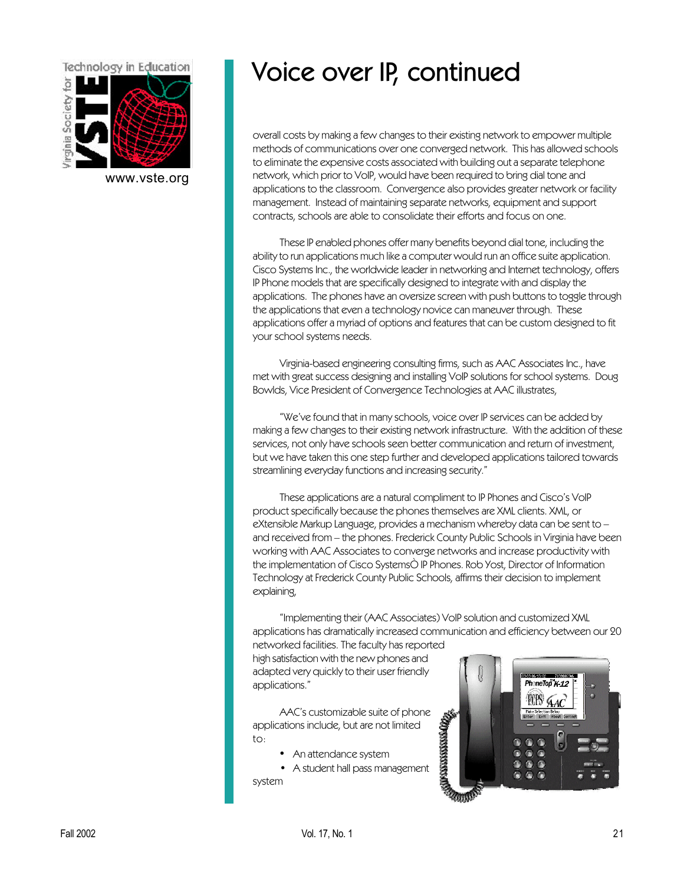# Voice over IP, continued

overall costs by making a few changes to their existing network to empower multiple methods of communications over one converged network. This has allowed schools to eliminate the expensive costs associated with building out a separate telephone network, which prior to VoIP, would have been required to bring dial tone and applications to the classroom. Convergence also provides greater network or facility management. Instead of maintaining separate networks, equipment and support contracts, schools are able to consolidate their efforts and focus on one.

These IP enabled phones offer many benefits beyond dial tone, including the ability to run applications much like a computer would run an office suite application. Cisco Systems Inc., the worldwide leader in networking and Internet technology, offers IP Phone models that are specifically designed to integrate with and display the applications. The phones have an oversize screen with push buttons to toggle through the applications that even a technology novice can maneuver through. These applications offer a myriad of options and features that can be custom designed to fit your school systems needs.

Virginia-based engineering consulting firms, such as AAC Associates Inc., have met with great success designing and installing VoIP solutions for school systems. Doug Bowlds, Vice President of Convergence Technologies at AAC illustrates,

"We've found that in many schools, voice over IP services can be added by making a few changes to their existing network infrastructure. With the addition of these services, not only have schools seen better communication and return of investment, but we have taken this one step further and developed applications tailored towards streamlining everyday functions and increasing security."

These applications are a natural compliment to IP Phones and Cisco's VoIP product specifically because the phones themselves are XML clients. XML, or eXtensible Markup Language, provides a mechanism whereby data can be sent to – and received from – the phones. Frederick County Public Schools in Virginia have been working with AAC Associates to converge networks and increase productivity with the implementation of Cisco SystemsÒ IP Phones. Rob Yost, Director of Information Technology at Frederick County Public Schools, affirms their decision to implement explaining,

"Implementing their (AAC Associates) VoIP solution and customized XML applications has dramatically increased communication and efficiency between our 20 networked facilities. The faculty has reported high satisfaction with the new phones and adapted very quickly to their user friendly applications."

AAC's customizable suite of phone applications include, but are not limited to:

- An attendance system
- A student hall pass management system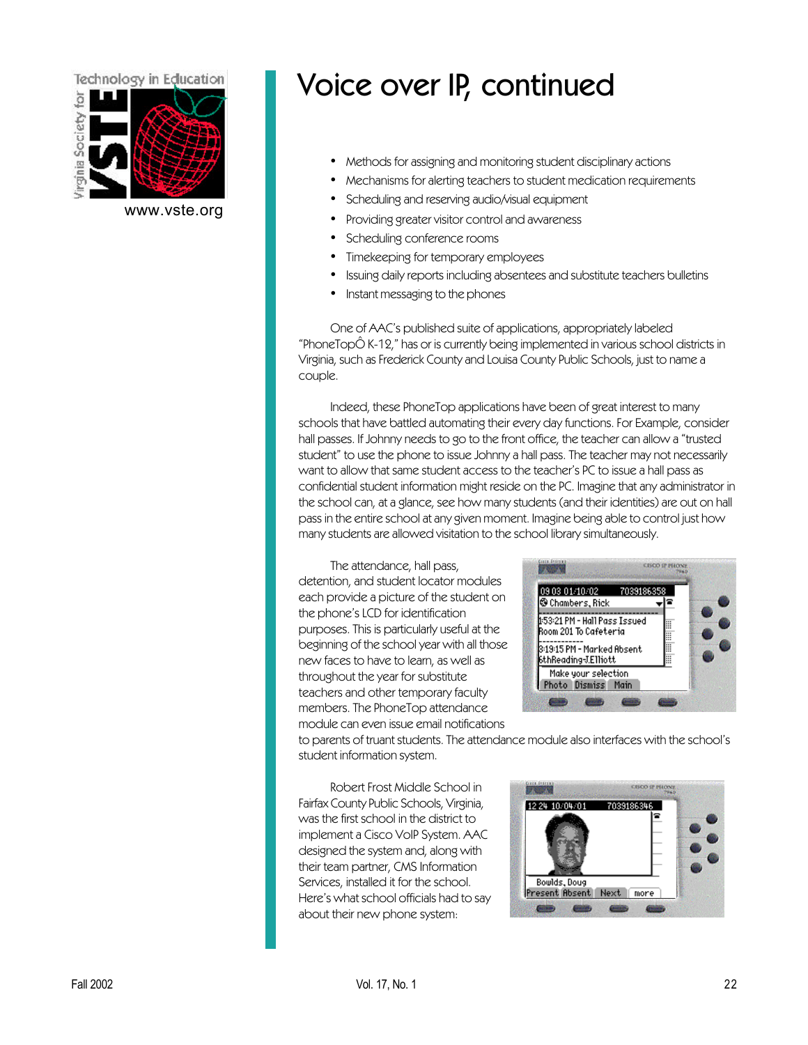# Voice over IP, continued

- Methods for assigning and monitoring student disciplinary actions
- Mechanisms for alerting teachers to student medication requirements
- Scheduling and reserving audio/visual equipment
- Providing greater visitor control and awareness
- Scheduling conference rooms
- Timekeeping for temporary employees
- Issuing daily reports including absentees and substitute teachers bulletins
- Instant messaging to the phones

One of AAC's published suite of applications, appropriately labeled "PhoneTopÔ K-12," has or is currently being implemented in various school districts in Virginia, such as Frederick County and Louisa County Public Schools, just to name a couple.

Indeed, these PhoneTop applications have been of great interest to many schools that have battled automating their every day functions. For Example, consider hall passes. If Johnny needs to go to the front office, the teacher can allow a "trusted student" to use the phone to issue Johnny a hall pass. The teacher may not necessarily want to allow that same student access to the teacher's PC to issue a hall pass as confidential student information might reside on the PC. Imagine that any administrator in the school can, at a glance, see how many students (and their identities) are out on hall pass in the entire school at any given moment. Imagine being able to control just how many students are allowed visitation to the school library simultaneously.

The attendance, hall pass, detention, and student locator modules each provide a picture of the student on the phone's LCD for identification purposes. This is particularly useful at the beginning of the school year with all those new faces to have to learn, as well as throughout the year for substitute teachers and other temporary faculty members. The PhoneTop attendance module can even issue email notifications to parents of truant students. The attendance module also interfaces with the school's student information system.

Robert Frost Middle School in Fairfax County Public Schools, Virginia, was the first school in the district to implement a Cisco VoIP System. AAC designed the system and, along with their team partner, CMS Information Services, installed it for the school. Here's what school officials had to say about their new phone system: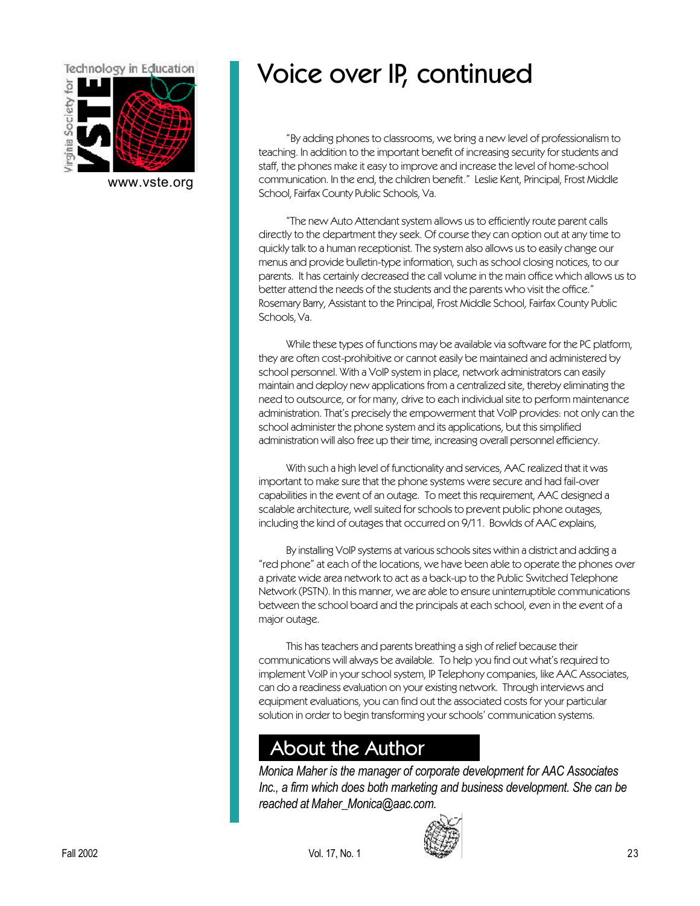# Voice over IP, continued

"By adding phones to classrooms, we bring a new level of professionalism to teaching. In addition to the important benefit of increasing security for students and staff, the phones make it easy to improve and increase the level of home-school communication. In the end, the children benefit." Leslie Kent, Principal, Frost Middle School, Fairfax County Public Schools, Va.

"The new Auto Attendant system allows us to efficiently route parent calls directly to the department they seek. Of course they can option out at any time to quickly talk to a human receptionist. The system also allows us to easily change our menus and provide bulletin-type information, such as school closing notices, to our parents. It has certainly decreased the call volume in the main office which allows us to better attend the needs of the students and the parents who visit the office." Rosemary Barry, Assistant to the Principal, Frost Middle School, Fairfax County Public Schools, Va.

While these types of functions may be available via software for the PC platform, they are often cost-prohibitive or cannot easily be maintained and administered by school personnel. With a VoIP system in place, network administrators can easily maintain and deploy new applications from a centralized site, thereby eliminating the need to outsource, or for many, drive to each individual site to perform maintenance administration. That's precisely the empowerment that VoIP provides: not only can the school administer the phone system and its applications, but this simplified administration will also free up their time, increasing overall personnel efficiency.

With such a high level of functionality and services, AAC realized that it was important to make sure that the phone systems were secure and had fail-over capabilities in the event of an outage. To meet this requirement, AAC designed a scalable architecture, well suited for schools to prevent public phone outages, including the kind of outages that occurred on 9/11. Bowlds of AAC explains,

By installing VoIP systems at various schools sites within a district and adding a "red phone" at each of the locations, we have been able to operate the phones over a private wide area network to act as a back-up to the Public Switched Telephone Network (PSTN). In this manner, we are able to ensure uninterruptible communications between the school board and the principals at each school, even in the event of a major outage.

This has teachers and parents breathing a sigh of relief because their communications will always be available. To help you find out what's required to implement VoIP in your school system, IP Telephony companies, like AAC Associates, can do a readiness evaluation on your existing network. Through interviews and equipment evaluations, you can find out the associated costs for your particular solution in order to begin transforming your schools' communication systems.

## About the Author

*Monica Maher is the manager of corporate development for AAC Associates Inc., a firm which does both marketing and business development. She can be reached at Maher_Monica@aac.com.*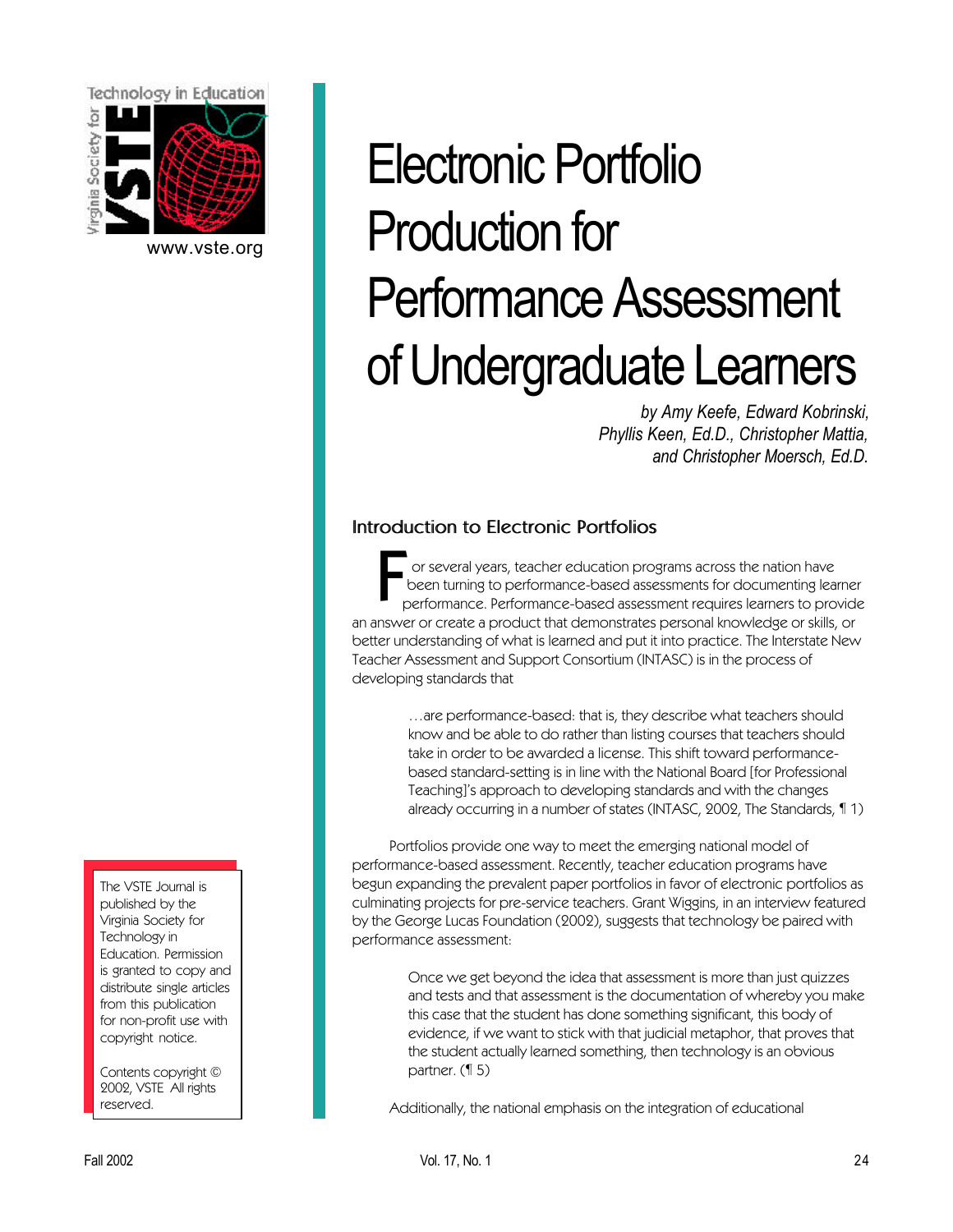# Electronic Portfolio Production for Performance Assessment of Undergraduate Learners

*by Amy Keefe, Edward Kobrinski, Phyllis Keen, Ed.D., Christopher Mattia, and Christopher Moersch, Ed.D.*

The VSTE Journal is published by the Virginia Society for Technology in Education. Permission is granted to copy and distribute single articles from this publication for non-profit use with copyright notice.

Contents copyright © 2002, VSTE All rights reserved.

## Introduction to Electronic Portfolios

For several years, teacher education programs across the nation have been turning to performance-based assessments for documenting learner performance. Performance-based assessment requires learners to provide an answer or create a product that demonstrates personal knowledge or skills, or better understanding of what is learned and put it into practice. The Interstate New Teacher Assessment and Support Consortium (INTASC) is in the process of developing standards that

> …are performance-based: that is, they describe what teachers should know and be able to do rather than listing courses that teachers should take in order to be awarded a license. This shift toward performance-based standard-setting is in line with the National Board [for Professional Teaching]'s approach to developing standards and with the changes already occurring in a number of states (INTASC, 2002, The Standards, ¶ 1)

Portfolios provide one way to meet the emerging national model of performance-based assessment. Recently, teacher education programs have begun expanding the prevalent paper portfolios in favor of electronic portfolios as culminating projects for pre-service teachers. Grant Wiggins, in an interview featured by the George Lucas Foundation (2002), suggests that technology be paired with performance assessment:

> Once we get beyond the idea that assessment is more than just quizzes and tests and that assessment is the documentation of whereby you make this case that the student has done something significant, this body of evidence, if we want to stick with that judicial metaphor, that proves that the student actually learned something, then technology is an obvious partner. (¶ 5)

Additionally, the national emphasis on the integration of educational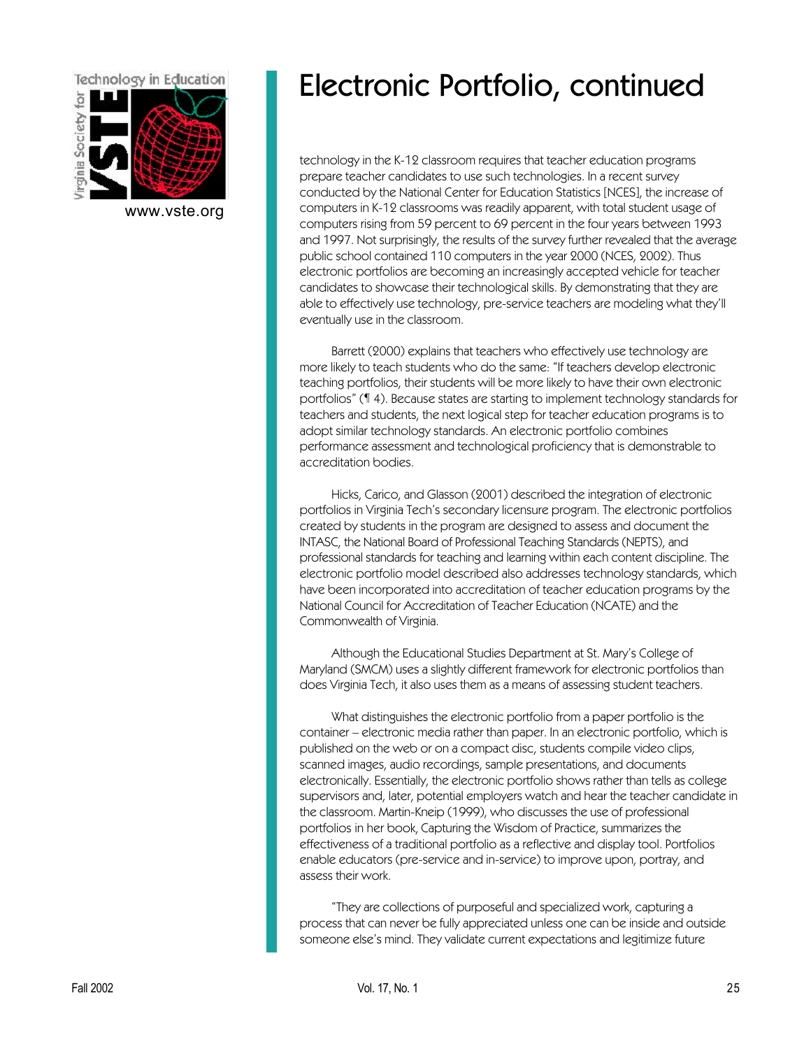# Electronic Portfolio, continued

technology in the K-12 classroom requires that teacher education programs prepare teacher candidates to use such technologies. In a recent survey conducted by the National Center for Education Statistics [NCES], the increase of computers in K-12 classrooms was readily apparent, with total student usage of computers rising from 59 percent to 69 percent in the four years between 1993 and 1997. Not surprisingly, the results of the survey further revealed that the average public school contained 110 computers in the year 2000 (NCES, 2002). Thus electronic portfolios are becoming an increasingly accepted vehicle for teacher candidates to showcase their technological skills. By demonstrating that they are able to effectively use technology, pre-service teachers are modeling what they'll eventually use in the classroom.

Barrett (2000) explains that teachers who effectively use technology are more likely to teach students who do the same: "If teachers develop electronic teaching portfolios, their students will be more likely to have their own electronic portfolios" (¶ 4). Because states are starting to implement technology standards for teachers and students, the next logical step for teacher education programs is to adopt similar technology standards. An electronic portfolio combines performance assessment and technological proficiency that is demonstrable to accreditation bodies.

Hicks, Carico, and Glasson (2001) described the integration of electronic portfolios in Virginia Tech's secondary licensure program. The electronic portfolios created by students in the program are designed to assess and document the INTASC, the National Board of Professional Teaching Standards (NEPTS), and professional standards for teaching and learning within each content discipline. The electronic portfolio model described also addresses technology standards, which have been incorporated into accreditation of teacher education programs by the National Council for Accreditation of Teacher Education (NCATE) and the Commonwealth of Virginia.

Although the Educational Studies Department at St. Mary's College of Maryland (SMCM) uses a slightly different framework for electronic portfolios than does Virginia Tech, it also uses them as a means of assessing student teachers.

What distinguishes the electronic portfolio from a paper portfolio is the container – electronic media rather than paper. In an electronic portfolio, which is published on the web or on a compact disc, students compile video clips, scanned images, audio recordings, sample presentations, and documents electronically. Essentially, the electronic portfolio shows rather than tells as college supervisors and, later, potential employers watch and hear the teacher candidate in the classroom. Martin-Kneip (1999), who discusses the use of professional portfolios in her book, Capturing the Wisdom of Practice, summarizes the effectiveness of a traditional portfolio as a reflective and display tool. Portfolios enable educators (pre-service and in-service) to improve upon, portray, and assess their work.

"They are collections of purposeful and specialized work, capturing a process that can never be fully appreciated unless one can be inside and outside someone else's mind. They validate current expectations and legitimize future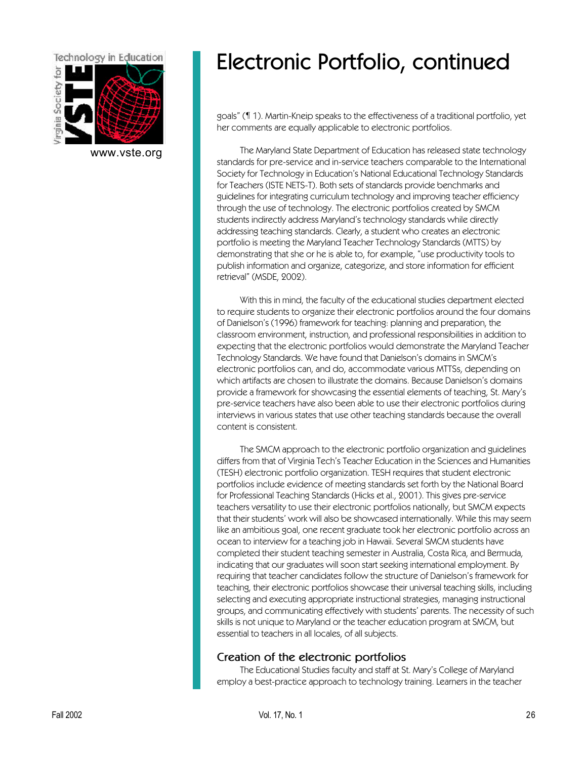# Electronic Portfolio, continued

goals" (¶ 1). Martin-Kneip speaks to the effectiveness of a traditional portfolio, yet her comments are equally applicable to electronic portfolios.

The Maryland State Department of Education has released state technology standards for pre-service and in-service teachers comparable to the International Society for Technology in Education's National Educational Technology Standards for Teachers (ISTE NETS-T). Both sets of standards provide benchmarks and guidelines for integrating curriculum technology and improving teacher efficiency through the use of technology. The electronic portfolios created by SMCM students indirectly address Maryland's technology standards while directly addressing teaching standards. Clearly, a student who creates an electronic portfolio is meeting the Maryland Teacher Technology Standards (MTTS) by demonstrating that she or he is able to, for example, "use productivity tools to publish information and organize, categorize, and store information for efficient retrieval" (MSDE, 2002).

With this in mind, the faculty of the educational studies department elected to require students to organize their electronic portfolios around the four domains of Danielson's (1996) framework for teaching: planning and preparation, the classroom environment, instruction, and professional responsibilities in addition to expecting that the electronic portfolios would demonstrate the Maryland Teacher Technology Standards. We have found that Danielson's domains in SMCM's electronic portfolios can, and do, accommodate various MTTSs, depending on which artifacts are chosen to illustrate the domains. Because Danielson's domains provide a framework for showcasing the essential elements of teaching, St. Mary's pre-service teachers have also been able to use their electronic portfolios during interviews in various states that use other teaching standards because the overall content is consistent.

The SMCM approach to the electronic portfolio organization and guidelines differs from that of Virginia Tech's Teacher Education in the Sciences and Humanities (TESH) electronic portfolio organization. TESH requires that student electronic portfolios include evidence of meeting standards set forth by the National Board for Professional Teaching Standards (Hicks et al., 2001). This gives pre-service teachers versatility to use their electronic portfolios nationally, but SMCM expects that their students' work will also be showcased internationally. While this may seem like an ambitious goal, one recent graduate took her electronic portfolio across an ocean to interview for a teaching job in Hawaii. Several SMCM students have completed their student teaching semester in Australia, Costa Rica, and Bermuda, indicating that our graduates will soon start seeking international employment. By requiring that teacher candidates follow the structure of Danielson's framework for teaching, their electronic portfolios showcase their universal teaching skills, including selecting and executing appropriate instructional strategies, managing instructional groups, and communicating effectively with students' parents. The necessity of such skills is not unique to Maryland or the teacher education program at SMCM, but essential to teachers in all locales, of all subjects.

## Creation of the electronic portfolios

The Educational Studies faculty and staff at St. Mary's College of Maryland employ a best-practice approach to technology training. Learners in the teacher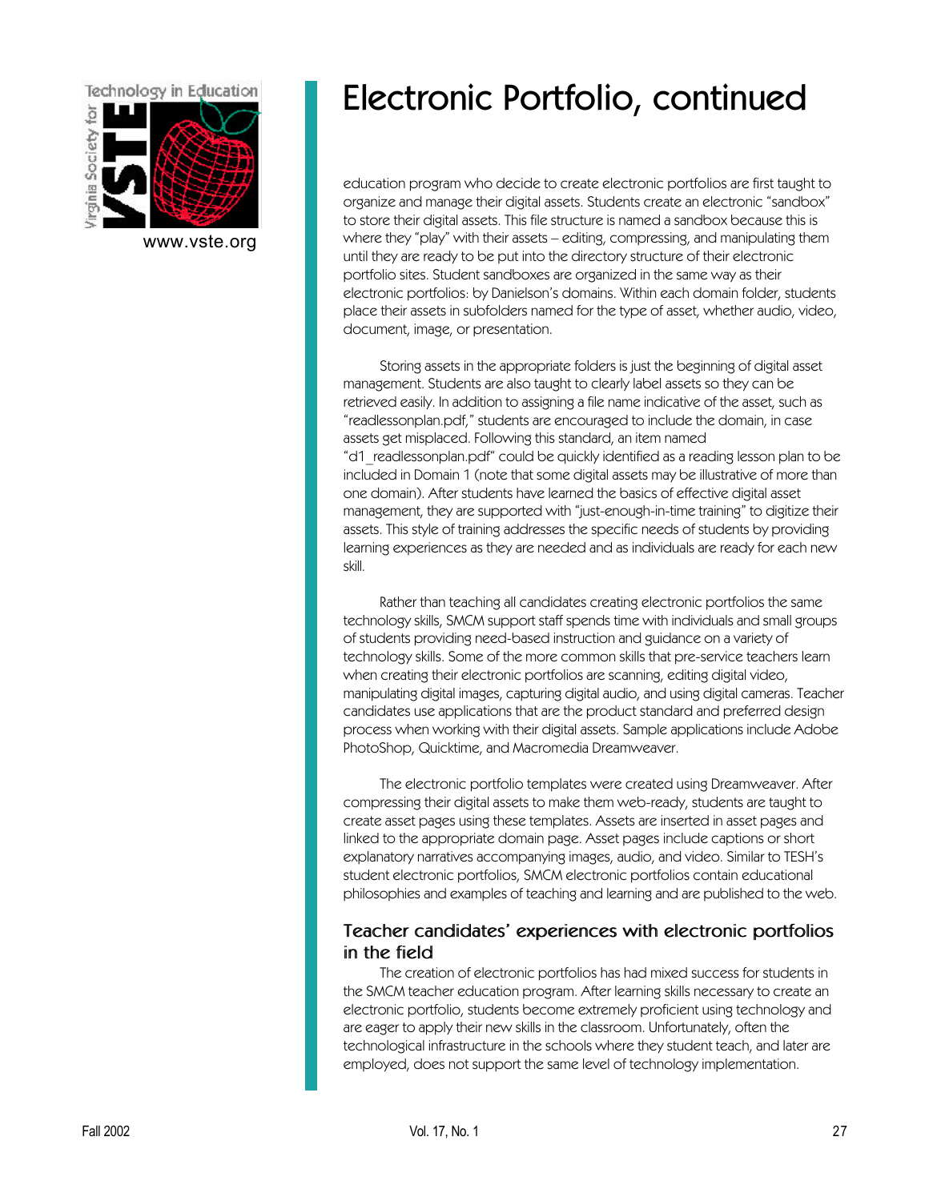# Electronic Portfolio, continued

education program who decide to create electronic portfolios are first taught to organize and manage their digital assets. Students create an electronic "sandbox" to store their digital assets. This file structure is named a sandbox because this is where they "play" with their assets – editing, compressing, and manipulating them until they are ready to be put into the directory structure of their electronic portfolio sites. Student sandboxes are organized in the same way as their electronic portfolios: by Danielson's domains. Within each domain folder, students place their assets in subfolders named for the type of asset, whether audio, video, document, image, or presentation.

Storing assets in the appropriate folders is just the beginning of digital asset management. Students are also taught to clearly label assets so they can be retrieved easily. In addition to assigning a file name indicative of the asset, such as "readlessonplan.pdf," students are encouraged to include the domain, in case assets get misplaced. Following this standard, an item named "d1_readlessonplan.pdf" could be quickly identified as a reading lesson plan to be included in Domain 1 (note that some digital assets may be illustrative of more than one domain). After students have learned the basics of effective digital asset management, they are supported with "just-enough-in-time training" to digitize their assets. This style of training addresses the specific needs of students by providing learning experiences as they are needed and as individuals are ready for each new skill.

Rather than teaching all candidates creating electronic portfolios the same technology skills, SMCM support staff spends time with individuals and small groups of students providing need-based instruction and guidance on a variety of technology skills. Some of the more common skills that pre-service teachers learn when creating their electronic portfolios are scanning, editing digital video, manipulating digital images, capturing digital audio, and using digital cameras. Teacher candidates use applications that are the product standard and preferred design process when working with their digital assets. Sample applications include Adobe PhotoShop, Quicktime, and Macromedia Dreamweaver.

The electronic portfolio templates were created using Dreamweaver. After compressing their digital assets to make them web-ready, students are taught to create asset pages using these templates. Assets are inserted in asset pages and linked to the appropriate domain page. Asset pages include captions or short explanatory narratives accompanying images, audio, and video. Similar to TESH's student electronic portfolios, SMCM electronic portfolios contain educational philosophies and examples of teaching and learning and are published to the web.

## Teacher candidates' experiences with electronic portfolios in the field

The creation of electronic portfolios has had mixed success for students in the SMCM teacher education program. After learning skills necessary to create an electronic portfolio, students become extremely proficient using technology and are eager to apply their new skills in the classroom. Unfortunately, often the technological infrastructure in the schools where they student teach, and later are employed, does not support the same level of technology implementation.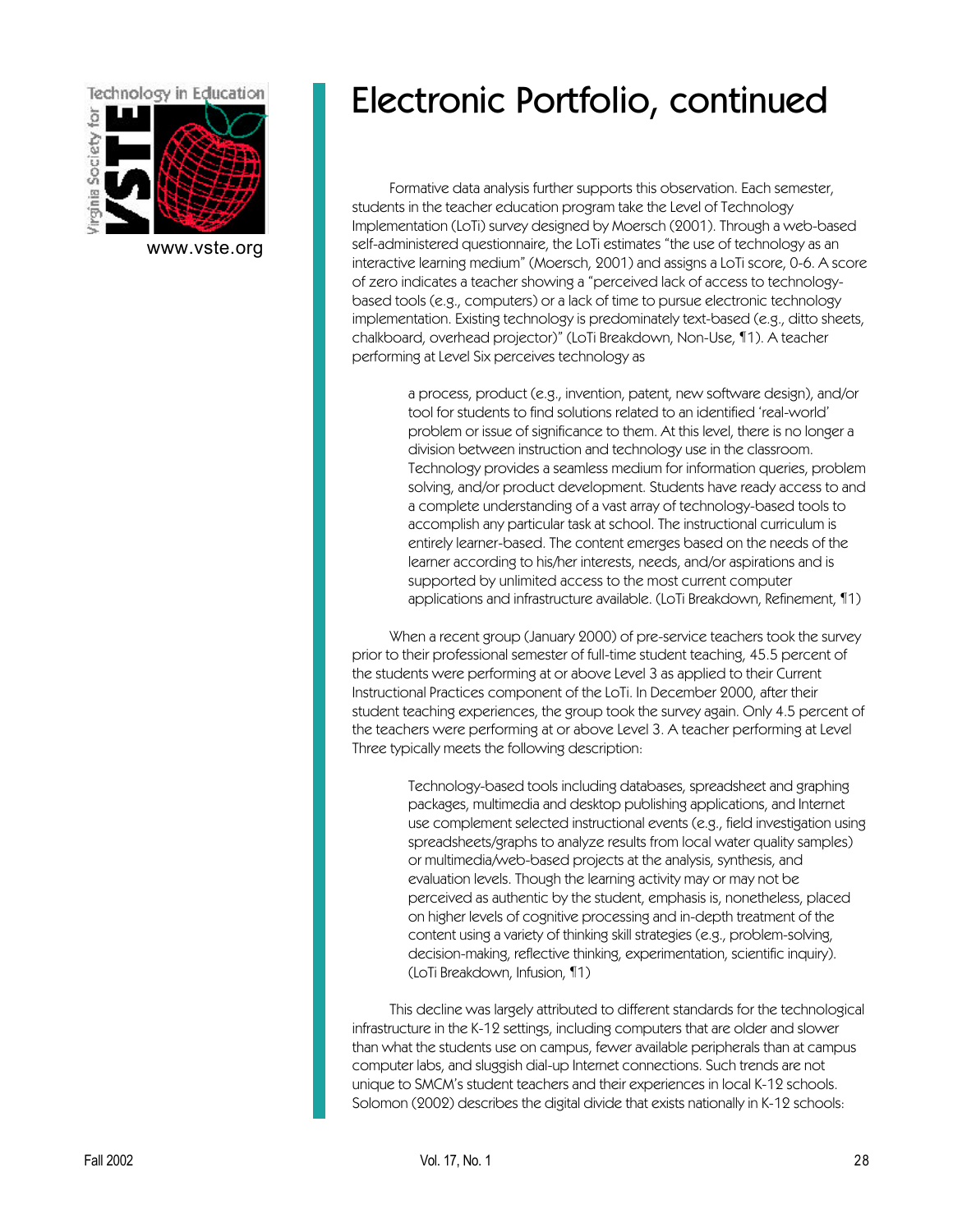# Electronic Portfolio, continued

Formative data analysis further supports this observation. Each semester, students in the teacher education program take the Level of Technology Implementation (LoTi) survey designed by Moersch (2001). Through a web-based self-administered questionnaire, the LoTi estimates "the use of technology as an interactive learning medium" (Moersch, 2001) and assigns a LoTi score, 0-6. A score of zero indicates a teacher showing a "perceived lack of access to technology-based tools (e.g., computers) or a lack of time to pursue electronic technology implementation. Existing technology is predominately text-based (e.g., ditto sheets, chalkboard, overhead projector)" (LoTi Breakdown, Non-Use, ¶1). A teacher performing at Level Six perceives technology as

> a process, product (e.g., invention, patent, new software design), and/or tool for students to find solutions related to an identified 'real-world' problem or issue of significance to them. At this level, there is no longer a division between instruction and technology use in the classroom. Technology provides a seamless medium for information queries, problem solving, and/or product development. Students have ready access to and a complete understanding of a vast array of technology-based tools to accomplish any particular task at school. The instructional curriculum is entirely learner-based. The content emerges based on the needs of the learner according to his/her interests, needs, and/or aspirations and is supported by unlimited access to the most current computer applications and infrastructure available. (LoTi Breakdown, Refinement, ¶1)

When a recent group (January 2000) of pre-service teachers took the survey prior to their professional semester of full-time student teaching, 45.5 percent of the students were performing at or above Level 3 as applied to their Current Instructional Practices component of the LoTi. In December 2000, after their student teaching experiences, the group took the survey again. Only 4.5 percent of the teachers were performing at or above Level 3. A teacher performing at Level Three typically meets the following description:

> Technology-based tools including databases, spreadsheet and graphing packages, multimedia and desktop publishing applications, and Internet use complement selected instructional events (e.g., field investigation using spreadsheets/graphs to analyze results from local water quality samples) or multimedia/web-based projects at the analysis, synthesis, and evaluation levels. Though the learning activity may or may not be perceived as authentic by the student, emphasis is, nonetheless, placed on higher levels of cognitive processing and in-depth treatment of the content using a variety of thinking skill strategies (e.g., problem-solving, decision-making, reflective thinking, experimentation, scientific inquiry). (LoTi Breakdown, Infusion, ¶1)

This decline was largely attributed to different standards for the technological infrastructure in the K-12 settings, including computers that are older and slower than what the students use on campus, fewer available peripherals than at campus computer labs, and sluggish dial-up Internet connections. Such trends are not unique to SMCM's student teachers and their experiences in local K-12 schools. Solomon (2002) describes the digital divide that exists nationally in K-12 schools: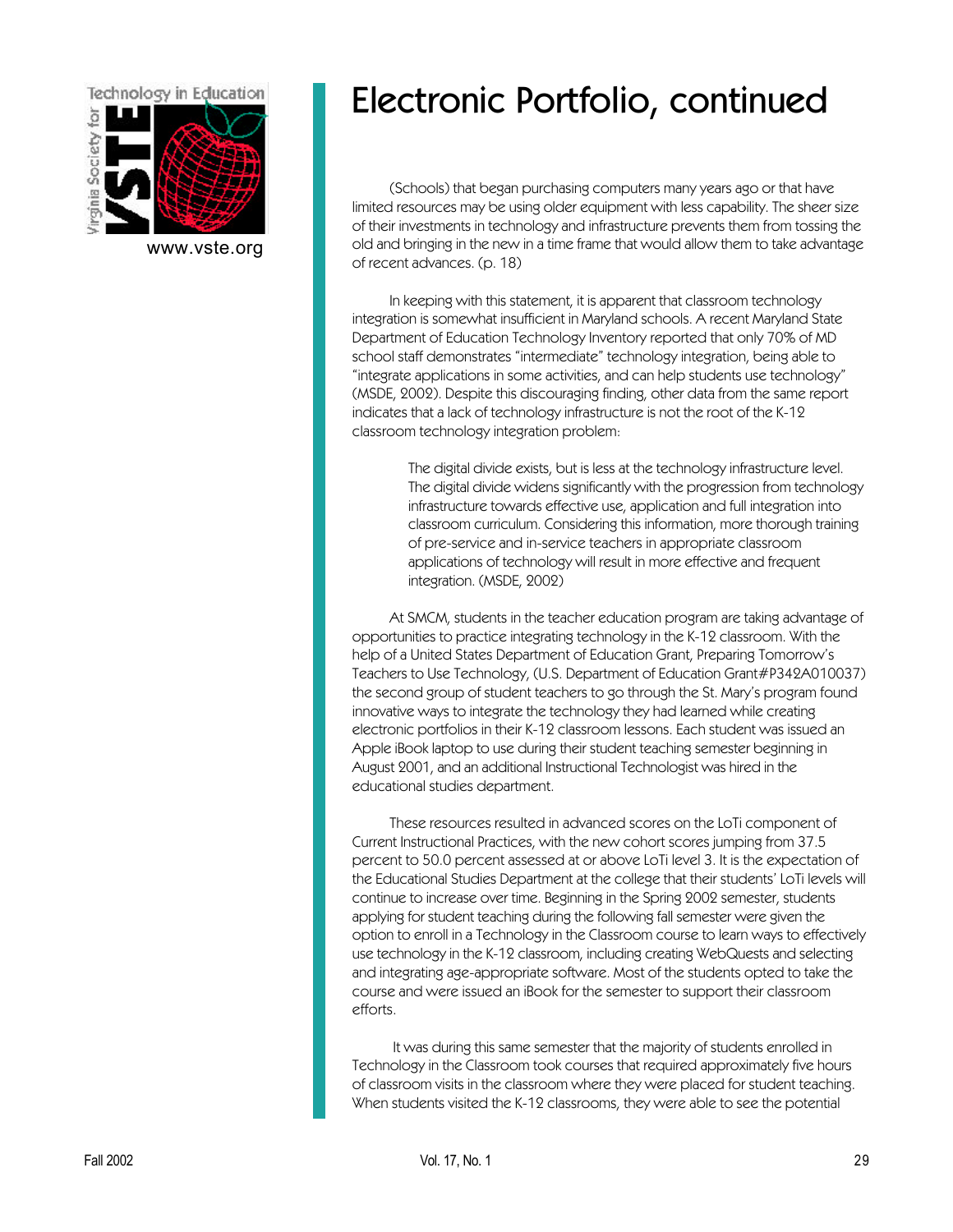# Electronic Portfolio, continued

(Schools) that began purchasing computers many years ago or that have limited resources may be using older equipment with less capability. The sheer size of their investments in technology and infrastructure prevents them from tossing the old and bringing in the new in a time frame that would allow them to take advantage of recent advances. (p. 18)

In keeping with this statement, it is apparent that classroom technology integration is somewhat insufficient in Maryland schools. A recent Maryland State Department of Education Technology Inventory reported that only 70% of MD school staff demonstrates "intermediate" technology integration, being able to "integrate applications in some activities, and can help students use technology" (MSDE, 2002). Despite this discouraging finding, other data from the same report indicates that a lack of technology infrastructure is not the root of the K-12 classroom technology integration problem:

> The digital divide exists, but is less at the technology infrastructure level. The digital divide widens significantly with the progression from technology infrastructure towards effective use, application and full integration into classroom curriculum. Considering this information, more thorough training of pre-service and in-service teachers in appropriate classroom applications of technology will result in more effective and frequent integration. (MSDE, 2002)

At SMCM, students in the teacher education program are taking advantage of opportunities to practice integrating technology in the K-12 classroom. With the help of a United States Department of Education Grant, Preparing Tomorrow's Teachers to Use Technology, (U.S. Department of Education Grant#P342A010037) the second group of student teachers to go through the St. Mary's program found innovative ways to integrate the technology they had learned while creating electronic portfolios in their K-12 classroom lessons. Each student was issued an Apple iBook laptop to use during their student teaching semester beginning in August 2001, and an additional Instructional Technologist was hired in the educational studies department.

These resources resulted in advanced scores on the LoTi component of Current Instructional Practices, with the new cohort scores jumping from 37.5 percent to 50.0 percent assessed at or above LoTi level 3. It is the expectation of the Educational Studies Department at the college that their students' LoTi levels will continue to increase over time. Beginning in the Spring 2002 semester, students applying for student teaching during the following fall semester were given the option to enroll in a Technology in the Classroom course to learn ways to effectively use technology in the K-12 classroom, including creating WebQuests and selecting and integrating age-appropriate software. Most of the students opted to take the course and were issued an iBook for the semester to support their classroom efforts.

It was during this same semester that the majority of students enrolled in Technology in the Classroom took courses that required approximately five hours of classroom visits in the classroom where they were placed for student teaching. When students visited the K-12 classrooms, they were able to see the potential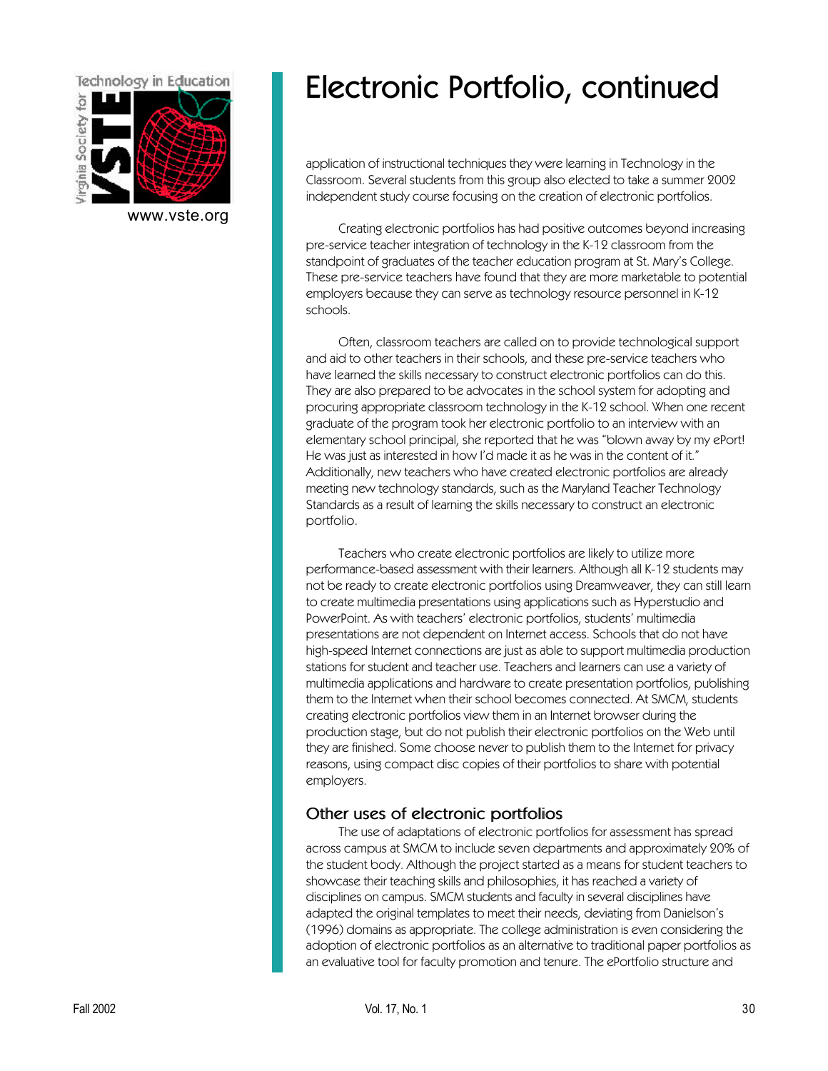# Electronic Portfolio, continued

application of instructional techniques they were learning in Technology in the Classroom. Several students from this group also elected to take a summer 2002 independent study course focusing on the creation of electronic portfolios.

Creating electronic portfolios has had positive outcomes beyond increasing pre-service teacher integration of technology in the K-12 classroom from the standpoint of graduates of the teacher education program at St. Mary's College. These pre-service teachers have found that they are more marketable to potential employers because they can serve as technology resource personnel in K-12 schools.

Often, classroom teachers are called on to provide technological support and aid to other teachers in their schools, and these pre-service teachers who have learned the skills necessary to construct electronic portfolios can do this. They are also prepared to be advocates in the school system for adopting and procuring appropriate classroom technology in the K-12 school. When one recent graduate of the program took her electronic portfolio to an interview with an elementary school principal, she reported that he was "blown away by my ePort! He was just as interested in how I'd made it as he was in the content of it." Additionally, new teachers who have created electronic portfolios are already meeting new technology standards, such as the Maryland Teacher Technology Standards as a result of learning the skills necessary to construct an electronic portfolio.

Teachers who create electronic portfolios are likely to utilize more performance-based assessment with their learners. Although all K-12 students may not be ready to create electronic portfolios using Dreamweaver, they can still learn to create multimedia presentations using applications such as Hyperstudio and PowerPoint. As with teachers' electronic portfolios, students' multimedia presentations are not dependent on Internet access. Schools that do not have high-speed Internet connections are just as able to support multimedia production stations for student and teacher use. Teachers and learners can use a variety of multimedia applications and hardware to create presentation portfolios, publishing them to the Internet when their school becomes connected. At SMCM, students creating electronic portfolios view them in an Internet browser during the production stage, but do not publish their electronic portfolios on the Web until they are finished. Some choose never to publish them to the Internet for privacy reasons, using compact disc copies of their portfolios to share with potential employers.

## Other uses of electronic portfolios

The use of adaptations of electronic portfolios for assessment has spread across campus at SMCM to include seven departments and approximately 20% of the student body. Although the project started as a means for student teachers to showcase their teaching skills and philosophies, it has reached a variety of disciplines on campus. SMCM students and faculty in several disciplines have adapted the original templates to meet their needs, deviating from Danielson's (1996) domains as appropriate. The college administration is even considering the adoption of electronic portfolios as an alternative to traditional paper portfolios as an evaluative tool for faculty promotion and tenure. The ePortfolio structure and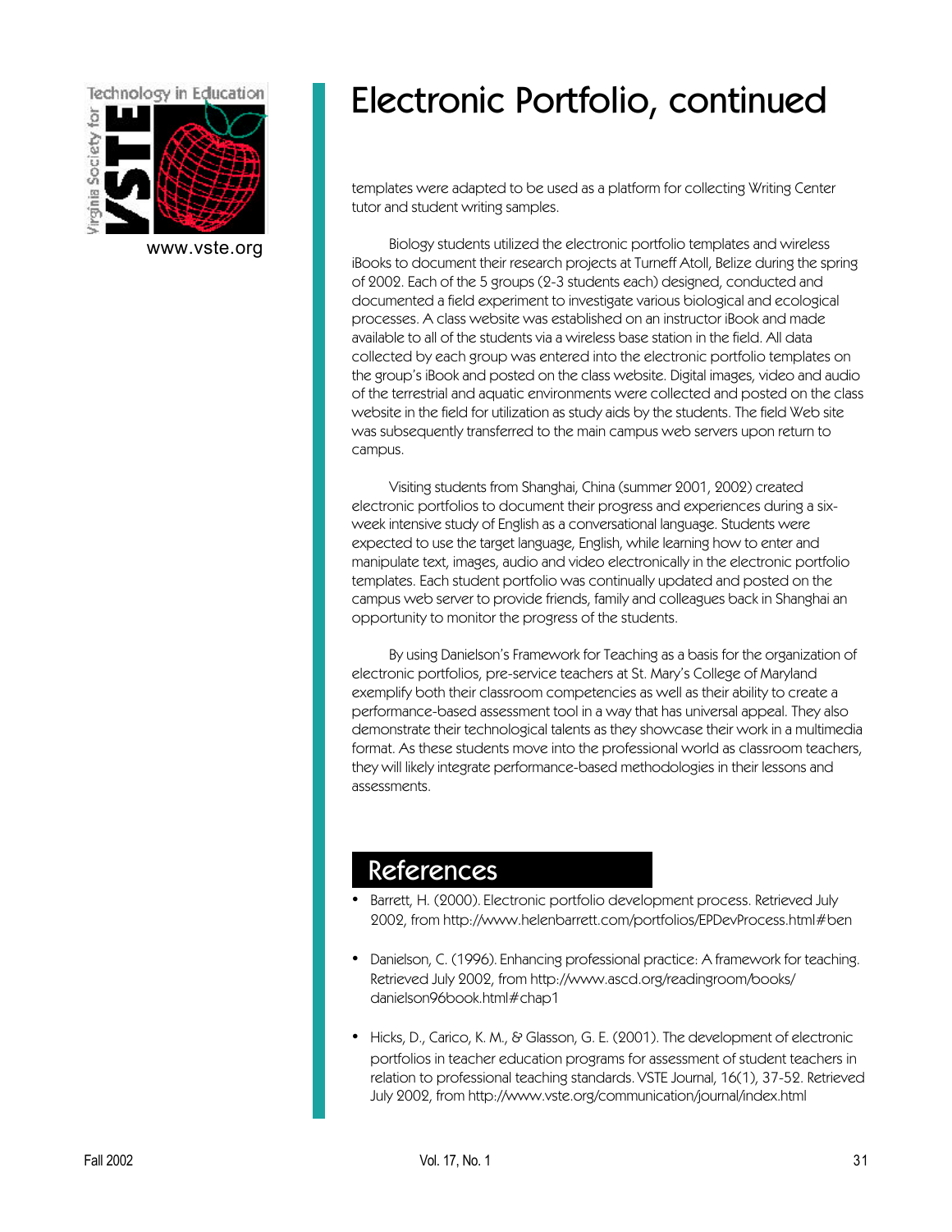# Electronic Portfolio, continued

templates were adapted to be used as a platform for collecting Writing Center tutor and student writing samples.

Biology students utilized the electronic portfolio templates and wireless iBooks to document their research projects at Turneff Atoll, Belize during the spring of 2002. Each of the 5 groups (2-3 students each) designed, conducted and documented a field experiment to investigate various biological and ecological processes. A class website was established on an instructor iBook and made available to all of the students via a wireless base station in the field. All data collected by each group was entered into the electronic portfolio templates on the group's iBook and posted on the class website. Digital images, video and audio of the terrestrial and aquatic environments were collected and posted on the class website in the field for utilization as study aids by the students. The field Web site was subsequently transferred to the main campus web servers upon return to campus.

Visiting students from Shanghai, China (summer 2001, 2002) created electronic portfolios to document their progress and experiences during a six-week intensive study of English as a conversational language. Students were expected to use the target language, English, while learning how to enter and manipulate text, images, audio and video electronically in the electronic portfolio templates. Each student portfolio was continually updated and posted on the campus web server to provide friends, family and colleagues back in Shanghai an opportunity to monitor the progress of the students.

By using Danielson's Framework for Teaching as a basis for the organization of electronic portfolios, pre-service teachers at St. Mary's College of Maryland exemplify both their classroom competencies as well as their ability to create a performance-based assessment tool in a way that has universal appeal. They also demonstrate their technological talents as they showcase their work in a multimedia format. As these students move into the professional world as classroom teachers, they will likely integrate performance-based methodologies in their lessons and assessments.

## References

- Barrett, H. (2000). Electronic portfolio development process. Retrieved July 2002, from http://www.helenbarrett.com/portfolios/EPDevProcess.html#ben
- Danielson, C. (1996). Enhancing professional practice: A framework for teaching. Retrieved July 2002, from http://www.ascd.org/readingroom/books/danielson96book.html#chap1
- Hicks, D., Carico, K. M., & Glasson, G. E. (2001). The development of electronic portfolios in teacher education programs for assessment of student teachers in relation to professional teaching standards. VSTE Journal, 16(1), 37-52. Retrieved July 2002, from http://www.vste.org/communication/journal/index.html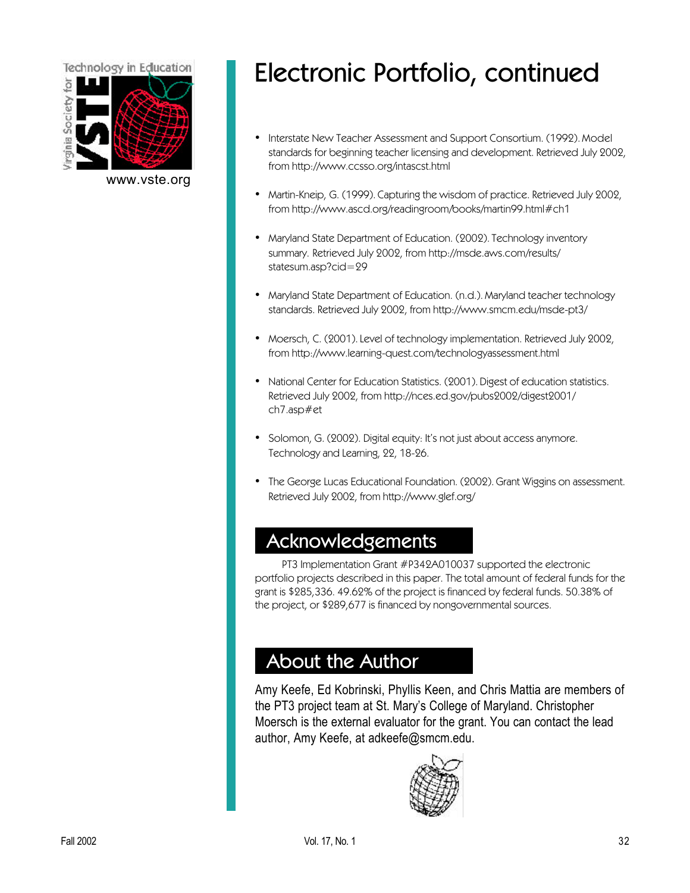# Electronic Portfolio, continued

- Interstate New Teacher Assessment and Support Consortium. (1992). Model standards for beginning teacher licensing and development. Retrieved July 2002, from http://www.ccsso.org/intascst.html
- Martin-Kneip, G. (1999). Capturing the wisdom of practice. Retrieved July 2002, from http://www.ascd.org/readingroom/books/martin99.html#ch1
- Maryland State Department of Education. (2002). Technology inventory summary. Retrieved July 2002, from http://msde.aws.com/results/statesum.asp?cid=29
- Maryland State Department of Education. (n.d.). Maryland teacher technology standards. Retrieved July 2002, from http://www.smcm.edu/msde-pt3/
- Moersch, C. (2001). Level of technology implementation. Retrieved July 2002, from http://www.learning-quest.com/technologyassessment.html
- National Center for Education Statistics. (2001). Digest of education statistics. Retrieved July 2002, from http://nces.ed.gov/pubs2002/digest2001/ch7.asp#et
- Solomon, G. (2002). Digital equity: It's not just about access anymore. Technology and Learning, 22, 18-26.
- The George Lucas Educational Foundation. (2002). Grant Wiggins on assessment. Retrieved July 2002, from http://www.glef.org/

## Acknowledgements

PT3 Implementation Grant #P342A010037 supported the electronic portfolio projects described in this paper. The total amount of federal funds for the grant is $285,336. 49.62% of the project is financed by federal funds. 50.38% of the project, or $289,677 is financed by nongovernmental sources.

## About the Author

Amy Keefe, Ed Kobrinski, Phyllis Keen, and Chris Mattia are members of the PT3 project team at St. Mary's College of Maryland. Christopher Moersch is the external evaluator for the grant. You can contact the lead author, Amy Keefe, at adkeefe@smcm.edu.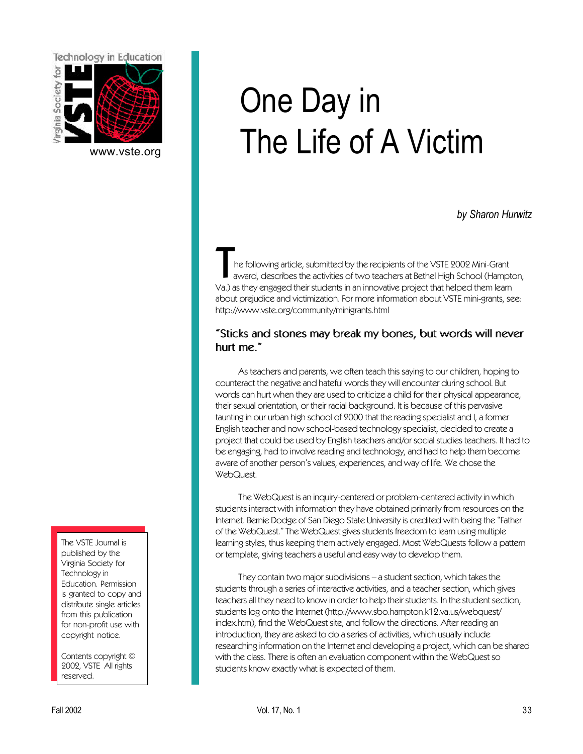# One Day in The Life of A Victim

*by Sharon Hurwitz*

The following article, submitted by the recipients of the VSTE 2002 Mini-Grant award, describes the activities of two teachers at Bethel High School (Hampton, Va.) as they engaged their students in an innovative project that helped them learn about prejudice and victimization. For more information about VSTE mini-grants, see: http://www.vste.org/community/minigrants.html

### "Sticks and stones may break my bones, but words will never hurt me."

As teachers and parents, we often teach this saying to our children, hoping to counteract the negative and hateful words they will encounter during school. But words can hurt when they are used to criticize a child for their physical appearance, their sexual orientation, or their racial background. It is because of this pervasive taunting in our urban high school of 2000 that the reading specialist and I, a former English teacher and now school-based technology specialist, decided to create a project that could be used by English teachers and/or social studies teachers. It had to be engaging, had to involve reading and technology, and had to help them become aware of another person's values, experiences, and way of life. We chose the WebQuest.

The WebQuest is an inquiry-centered or problem-centered activity in which students interact with information they have obtained primarily from resources on the Internet. Bernie Dodge of San Diego State University is credited with being the "Father of the WebQuest." The WebQuest gives students freedom to learn using multiple learning styles, thus keeping them actively engaged. Most WebQuests follow a pattern or template, giving teachers a useful and easy way to develop them.

They contain two major subdivisions – a student section, which takes the students through a series of interactive activities, and a teacher section, which gives teachers all they need to know in order to help their students. In the student section, students log onto the Internet (http://www.sbo.hampton.k12.va.us/webquest/index.htm), find the WebQuest site, and follow the directions. After reading an introduction, they are asked to do a series of activities, which usually include researching information on the Internet and developing a project, which can be shared with the class. There is often an evaluation component within the WebQuest so students know exactly what is expected of them.

The VSTE Journal is published by the Virginia Society for Technology in Education. Permission is granted to copy and distribute single articles from this publication for non-profit use with copyright notice.

Contents copyright © 2002, VSTE All rights reserved.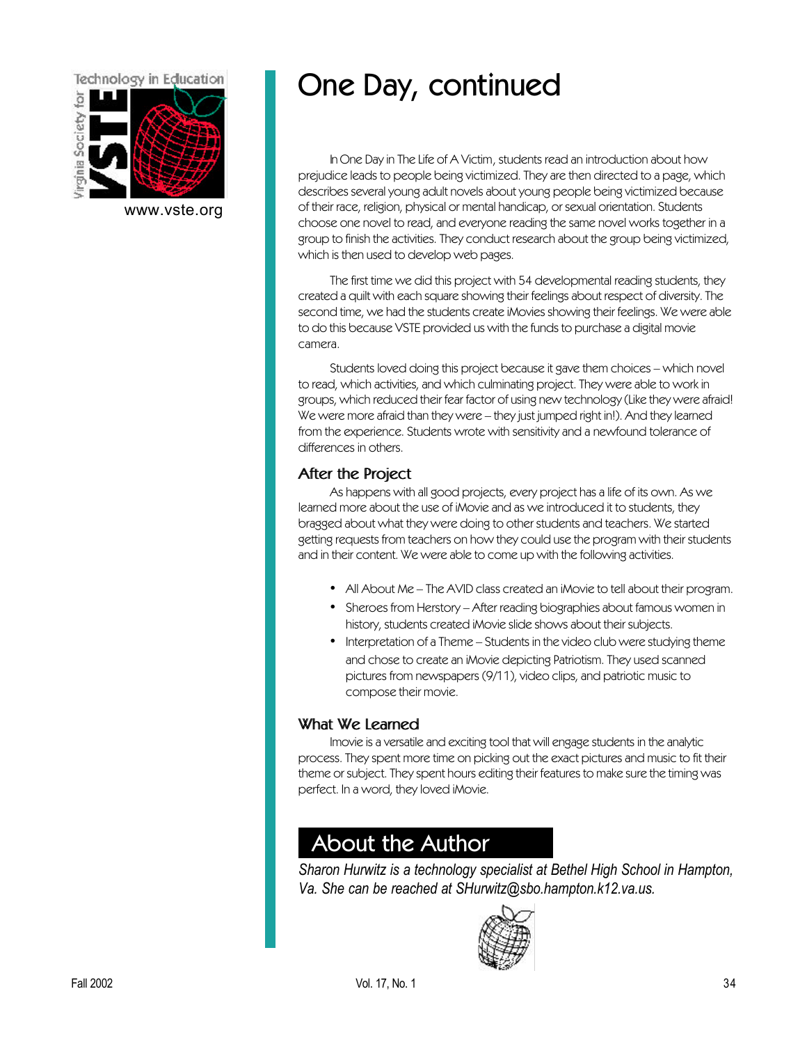# One Day, continued

In One Day in The Life of A Victim, students read an introduction about how prejudice leads to people being victimized. They are then directed to a page, which describes several young adult novels about young people being victimized because of their race, religion, physical or mental handicap, or sexual orientation. Students choose one novel to read, and everyone reading the same novel works together in a group to finish the activities. They conduct research about the group being victimized, which is then used to develop web pages.

The first time we did this project with 54 developmental reading students, they created a quilt with each square showing their feelings about respect of diversity. The second time, we had the students create iMovies showing their feelings. We were able to do this because VSTE provided us with the funds to purchase a digital movie camera.

Students loved doing this project because it gave them choices – which novel to read, which activities, and which culminating project. They were able to work in groups, which reduced their fear factor of using new technology (Like they were afraid! We were more afraid than they were – they just jumped right in!). And they learned from the experience. Students wrote with sensitivity and a newfound tolerance of differences in others.

### After the Project

As happens with all good projects, every project has a life of its own. As we learned more about the use of iMovie and as we introduced it to students, they bragged about what they were doing to other students and teachers. We started getting requests from teachers on how they could use the program with their students and in their content. We were able to come up with the following activities.

- All About Me – The AVID class created an iMovie to tell about their program.
- Sheroes from Herstory – After reading biographies about famous women in history, students created iMovie slide shows about their subjects.
- Interpretation of a Theme – Students in the video club were studying theme and chose to create an iMovie depicting Patriotism. They used scanned pictures from newspapers (9/11), video clips, and patriotic music to compose their movie.

### What We Learned

Imovie is a versatile and exciting tool that will engage students in the analytic process. They spent more time on picking out the exact pictures and music to fit their theme or subject. They spent hours editing their features to make sure the timing was perfect. In a word, they loved iMovie.

## About the Author

*Sharon Hurwitz is a technology specialist at Bethel High School in Hampton, Va. She can be reached at SHurwitz@sbo.hampton.k12.va.us.*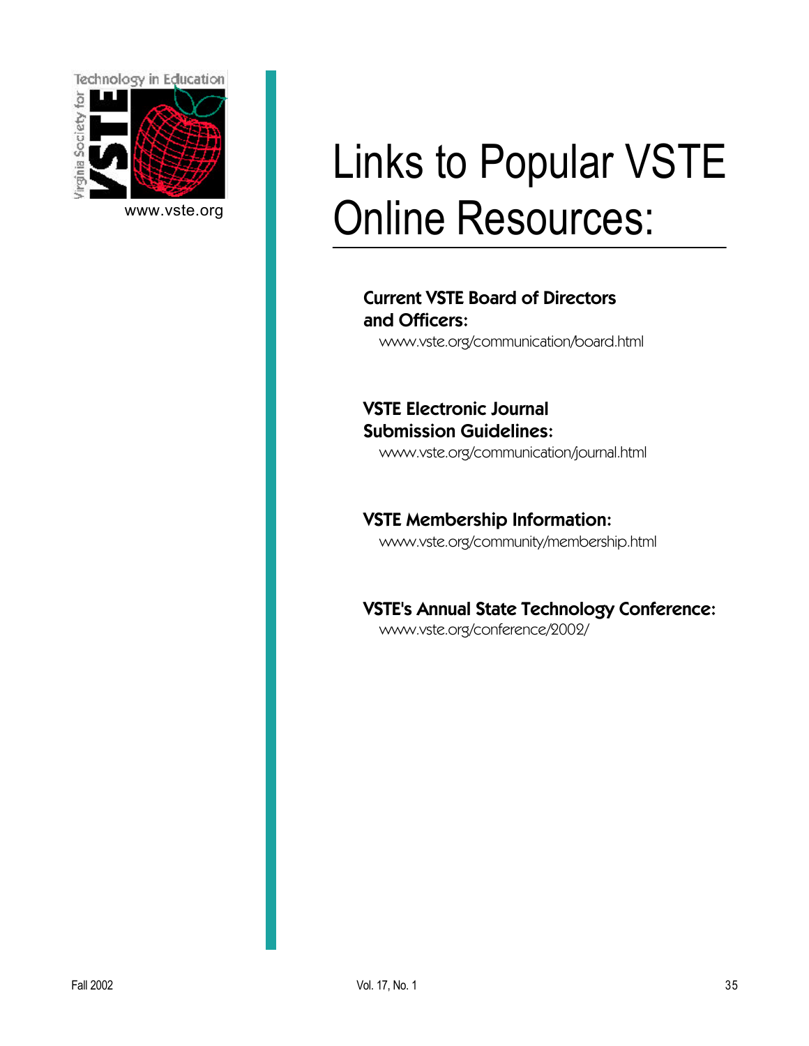www.vste.org

# Links to Popular VSTE Online Resources:

**Current VSTE Board of Directors and Officers:**
www.vste.org/communication/board.html

**VSTE Electronic Journal Submission Guidelines:**
www.vste.org/communication/journal.html

**VSTE Membership Information:**
www.vste.org/community/membership.html

**VSTE's Annual State Technology Conference:**
www.vste.org/conference/2002/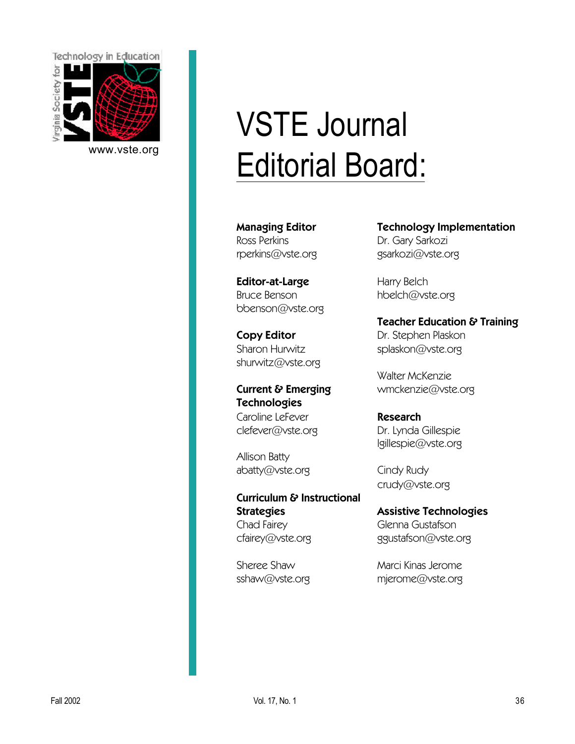# VSTE Journal Editorial Board:

**Managing Editor**
Ross Perkins
rperkins@vste.org

**Editor-at-Large**
Bruce Benson
bbenson@vste.org

**Copy Editor**
Sharon Hurwitz
shurwitz@vste.org

**Current & Emerging Technologies**
Caroline LeFever
clefever@vste.org

Allison Batty
abatty@vste.org

**Curriculum & Instructional Strategies**
Chad Fairey
cfairey@vste.org

Sheree Shaw
sshaw@vste.org

**Technology Implementation**
Dr. Gary Sarkozi
gsarkozi@vste.org

Harry Belch
hbelch@vste.org

**Teacher Education & Training**
Dr. Stephen Plaskon
splaskon@vste.org

Walter McKenzie
wmckenzie@vste.org

**Research**
Dr. Lynda Gillespie
lgillespie@vste.org

Cindy Rudy
crudy@vste.org

**Assistive Technologies**
Glenna Gustafson
ggustafson@vste.org

Marci Kinas Jerome
mjerome@vste.org